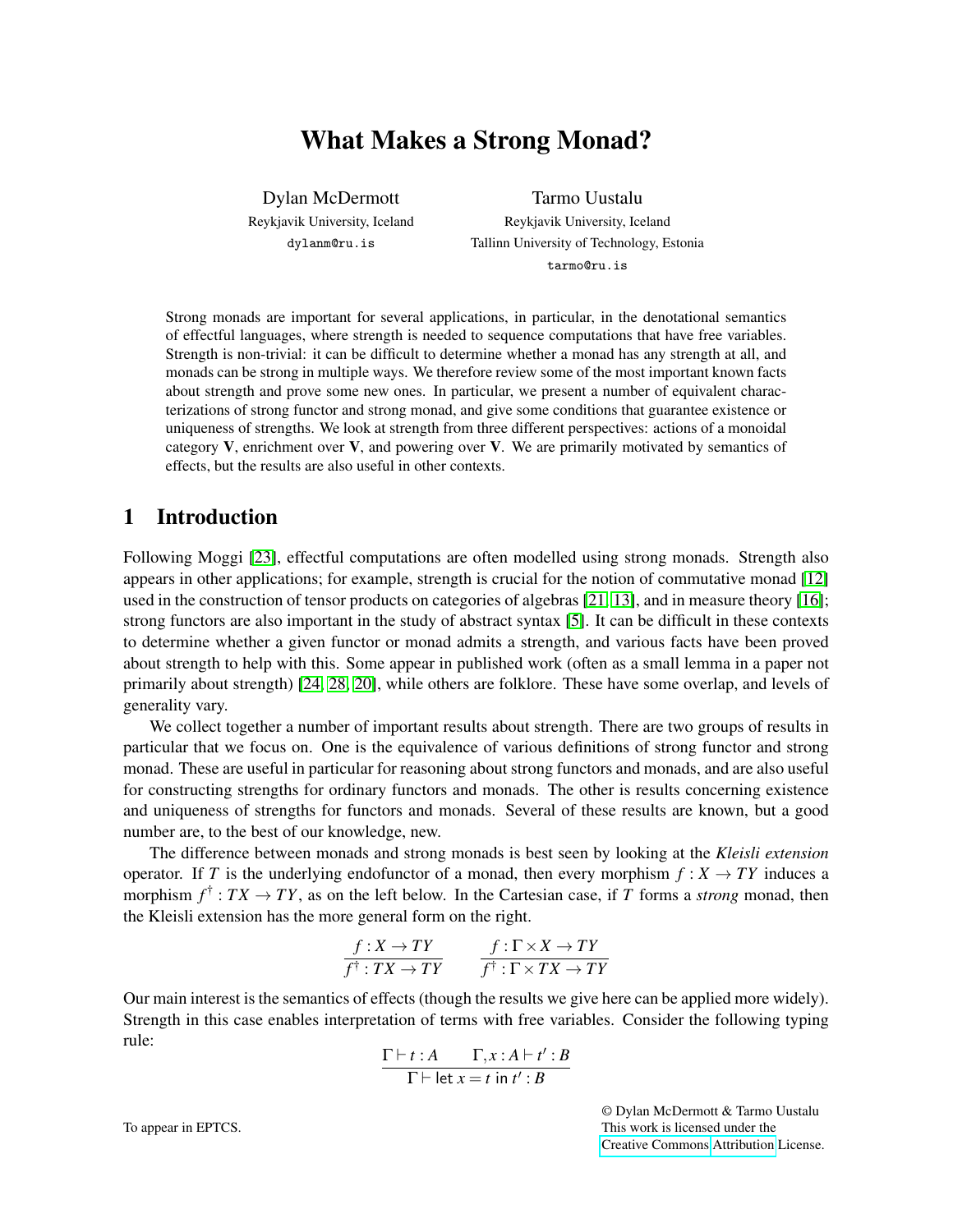# What Makes a Strong Monad?

Dylan McDermott
Reykjavik University, Iceland
dylanm@ru.is

Tarmo Uustalu
Reykjavik University, Iceland
Tallinn University of Technology, Estonia
tarmo@ru.is

Strong monads are important for several applications, in particular, in the denotational semantics of effectful languages, where strength is needed to sequence computations that have free variables. Strength is non-trivial: it can be difficult to determine whether a monad has any strength at all, and monads can be strong in multiple ways. We therefore review some of the most important known facts about strength and prove some new ones. In particular, we present a number of equivalent characterizations of strong functor and strong monad, and give some conditions that guarantee existence or uniqueness of strengths. We look at strength from three different perspectives: actions of a monoidal category $\mathbf{V}$, enrichment over $\mathbf{V}$, and powering over $\mathbf{V}$. We are primarily motivated by semantics of effects, but the results are also useful in other contexts.

## 1 Introduction

Following Moggi [23], effectful computations are often modelled using strong monads. Strength also appears in other applications; for example, strength is crucial for the notion of commutative monad [12] used in the construction of tensor products on categories of algebras [21, 13], and in measure theory [16]; strong functors are also important in the study of abstract syntax [5]. It can be difficult in these contexts to determine whether a given functor or monad admits a strength, and various facts have been proved about strength to help with this. Some appear in published work (often as a small lemma in a paper not primarily about strength) [24, 28, 20], while others are folklore. These have some overlap, and levels of generality vary.

We collect together a number of important results about strength. There are two groups of results in particular that we focus on. One is the equivalence of various definitions of strong functor and strong monad. These are useful in particular for reasoning about strong functors and monads, and are also useful for constructing strengths for ordinary functors and monads. The other is results concerning existence and uniqueness of strengths for functors and monads. Several of these results are known, but a good number are, to the best of our knowledge, new.

The difference between monads and strong monads is best seen by looking at the *Kleisli extension* operator. If $T$ is the underlying endofunctor of a monad, then every morphism $f : X \to TY$ induces a morphism $f^\dagger : TX \to TY$, as on the left below. In the Cartesian case, if $T$ forms a *strong* monad, then the Kleisli extension has the more general form on the right.

$$\frac{f : X \to TY}{f^\dagger : TX \to TY} \qquad \frac{f : \Gamma \times X \to TY}{f^\dagger : \Gamma \times TX \to TY}$$

Our main interest is the semantics of effects (though the results we give here can be applied more widely). Strength in this case enables interpretation of terms with free variables. Consider the following typing rule:

$$\frac{\Gamma \vdash t : A \qquad \Gamma, x : A \vdash t' : B}{\Gamma \vdash \mathsf{let}\ x = t\ \mathsf{in}\ t' : B}$$

To appear in EPTCS.

© Dylan McDermott & Tarmo Uustalu
This work is licensed under the Creative Commons Attribution License.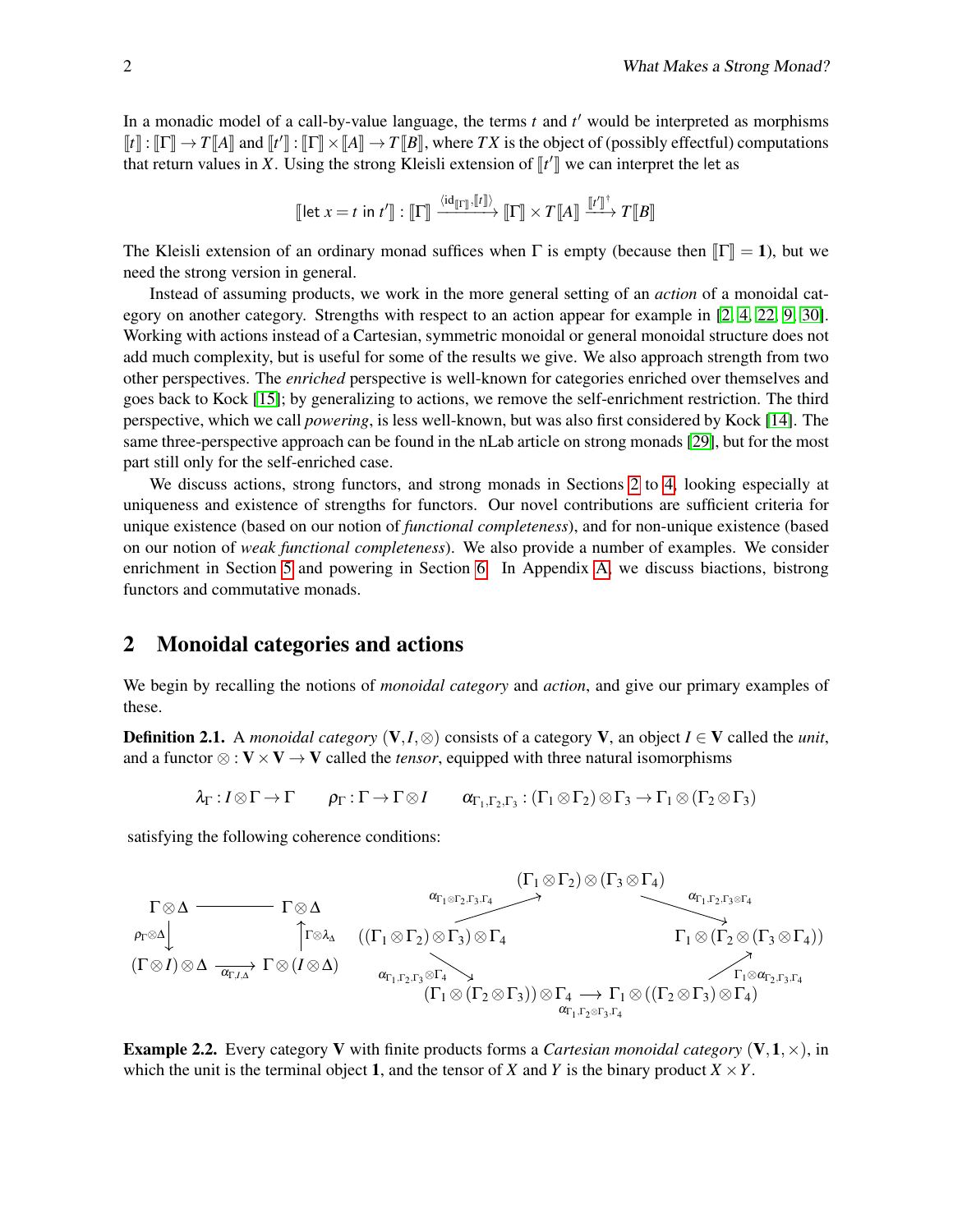In a monadic model of a call-by-value language, the terms $t$ and $t'$ would be interpreted as morphisms $[\![t]\!] : [\![\Gamma]\!] \to T[\![A]\!]$ and $[\![t']\!] : [\![\Gamma]\!] \times [\![A]\!] \to T[\![B]\!]$, where $TX$ is the object of (possibly effectful) computations that return values in $X$. Using the strong Kleisli extension of $[\![t']\!]$ we can interpret the let as

$$[\![\mathsf{let}\ x = t\ \mathsf{in}\ t']\!] : [\![\Gamma]\!] \xrightarrow{\langle \mathrm{id}_{[\![\Gamma]\!]}, [\![t]\!] \rangle} [\![\Gamma]\!] \times T[\![A]\!] \xrightarrow{[\![t']\!]^{\dagger}} T[\![B]\!]$$

The Kleisli extension of an ordinary monad suffices when $\Gamma$ is empty (because then $[\![\Gamma]\!] = \mathbf{1}$), but we need the strong version in general.

Instead of assuming products, we work in the more general setting of an *action* of a monoidal category on another category. Strengths with respect to an action appear for example in [2, 4, 22, 9, 30]. Working with actions instead of a Cartesian, symmetric monoidal or general monoidal structure does not add much complexity, but is useful for some of the results we give. We also approach strength from two other perspectives. The *enriched* perspective is well-known for categories enriched over themselves and goes back to Kock [15]; by generalizing to actions, we remove the self-enrichment restriction. The third perspective, which we call *powering*, is less well-known, but was also first considered by Kock [14]. The same three-perspective approach can be found in the nLab article on strong monads [29], but for the most part still only for the self-enriched case.

We discuss actions, strong functors, and strong monads in Sections 2 to 4, looking especially at uniqueness and existence of strengths for functors. Our novel contributions are sufficient criteria for unique existence (based on our notion of *functional completeness*), and for non-unique existence (based on our notion of *weak functional completeness*). We also provide a number of examples. We consider enrichment in Section 5 and powering in Section 6. In Appendix A, we discuss biactions, bistrong functors and commutative monads.

## 2 Monoidal categories and actions

We begin by recalling the notions of *monoidal category* and *action*, and give our primary examples of these.

**Definition 2.1.** A *monoidal category* $(\mathbf{V}, I, \otimes)$ consists of a category $\mathbf{V}$, an object $I \in \mathbf{V}$ called the *unit*, and a functor $\otimes : \mathbf{V} \times \mathbf{V} \to \mathbf{V}$ called the *tensor*, equipped with three natural isomorphisms

$$\lambda_\Gamma : I \otimes \Gamma \to \Gamma \qquad \rho_\Gamma : \Gamma \to \Gamma \otimes I \qquad \alpha_{\Gamma_1,\Gamma_2,\Gamma_3} : (\Gamma_1 \otimes \Gamma_2) \otimes \Gamma_3 \to \Gamma_1 \otimes (\Gamma_2 \otimes \Gamma_3)$$

satisfying the following coherence conditions:

$$\begin{array}{ccc} \Gamma \otimes \Delta & \longrightarrow & \Gamma \otimes \Delta \\ {\scriptstyle \rho_\Gamma \otimes \Delta}\downarrow & & \uparrow{\scriptstyle \Gamma \otimes \lambda_\Delta} \\ (\Gamma \otimes I) \otimes \Delta & \xrightarrow[\alpha_{\Gamma,I,\Delta}]{} & \Gamma \otimes (I \otimes \Delta) \end{array}$$

$$\begin{array}{c} ((\Gamma_1 \otimes \Gamma_2) \otimes \Gamma_3) \otimes \Gamma_4 \xrightarrow{\alpha_{\Gamma_1 \otimes \Gamma_2,\Gamma_3,\Gamma_4}} (\Gamma_1 \otimes \Gamma_2) \otimes (\Gamma_3 \otimes \Gamma_4) \xrightarrow{\alpha_{\Gamma_1,\Gamma_2,\Gamma_3 \otimes \Gamma_4}} \Gamma_1 \otimes (\Gamma_2 \otimes (\Gamma_3 \otimes \Gamma_4)) \\ ((\Gamma_1 \otimes \Gamma_2) \otimes \Gamma_3) \otimes \Gamma_4 \xrightarrow{\alpha_{\Gamma_1,\Gamma_2,\Gamma_3} \otimes \Gamma_4} (\Gamma_1 \otimes (\Gamma_2 \otimes \Gamma_3)) \otimes \Gamma_4 \xrightarrow{\alpha_{\Gamma_1,\Gamma_2 \otimes \Gamma_3,\Gamma_4}} \Gamma_1 \otimes ((\Gamma_2 \otimes \Gamma_3) \otimes \Gamma_4) \xrightarrow{\Gamma_1 \otimes \alpha_{\Gamma_2,\Gamma_3,\Gamma_4}} \Gamma_1 \otimes (\Gamma_2 \otimes (\Gamma_3 \otimes \Gamma_4)) \end{array}$$

**Example 2.2.** Every category $\mathbf{V}$ with finite products forms a *Cartesian monoidal category* $(\mathbf{V}, \mathbf{1}, \times)$, in which the unit is the terminal object $\mathbf{1}$, and the tensor of $X$ and $Y$ is the binary product $X \times Y$.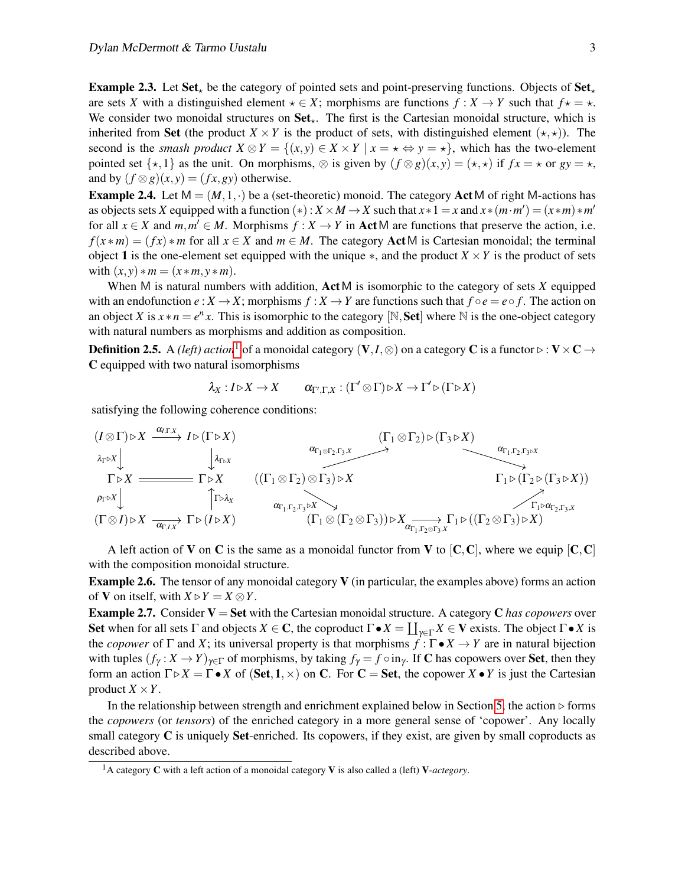**Example 2.3.** Let $\mathbf{Set}_\star$ be the category of pointed sets and point-preserving functions. Objects of $\mathbf{Set}_\star$ are sets $X$ with a distinguished element $\star \in X$; morphisms are functions $f : X \to Y$ such that $f\star = \star$. We consider two monoidal structures on $\mathbf{Set}_\star$. The first is the Cartesian monoidal structure, which is inherited from $\mathbf{Set}$ (the product $X \times Y$ is the product of sets, with distinguished element $(\star,\star)$). The second is the *smash product* $X \otimes Y = \{(x,y) \in X \times Y \mid x = \star \Leftrightarrow y = \star\}$, which has the two-element pointed set $\{\star, 1\}$ as the unit. On morphisms, $\otimes$ is given by $(f \otimes g)(x,y) = (\star,\star)$ if $fx = \star$ or $gy = \star$, and by $(f \otimes g)(x,y) = (fx, gy)$ otherwise.

**Example 2.4.** Let $\mathsf{M} = (M, 1, \cdot)$ be a (set-theoretic) monoid. The category $\mathbf{Act}\,\mathsf{M}$ of right $\mathsf{M}$-actions has as objects sets $X$ equipped with a function $(*) : X \times M \to X$ such that $x * 1 = x$ and $x * (m \cdot m') = (x * m) * m'$ for all $x \in X$ and $m, m' \in M$. Morphisms $f : X \to Y$ in $\mathbf{Act}\,\mathsf{M}$ are functions that preserve the action, i.e. $f(x * m) = (fx) * m$ for all $x \in X$ and $m \in M$. The category $\mathbf{Act}\,\mathsf{M}$ is Cartesian monoidal; the terminal object $\mathbf{1}$ is the one-element set equipped with the unique $*$, and the product $X \times Y$ is the product of sets with $(x,y) * m = (x * m, y * m)$.

When $\mathsf{M}$ is natural numbers with addition, $\mathbf{Act}\,\mathsf{M}$ is isomorphic to the category of sets $X$ equipped with an endofunction $e : X \to X$; morphisms $f : X \to Y$ are functions such that $f \circ e = e \circ f$. The action on an object $X$ is $x * n = e^n x$. This is isomorphic to the category $[\mathbb{N}, \mathbf{Set}]$ where $\mathbb{N}$ is the one-object category with natural numbers as morphisms and addition as composition.

**Definition 2.5.** A *(left) action*[1] of a monoidal category $(\mathbf{V}, I, \otimes)$ on a category $\mathbf{C}$ is a functor $\triangleright : \mathbf{V} \times \mathbf{C} \to \mathbf{C}$ equipped with two natural isomorphisms

$$\lambda_X : I \triangleright X \to X \qquad \alpha_{\Gamma',\Gamma,X} : (\Gamma' \otimes \Gamma) \triangleright X \to \Gamma' \triangleright (\Gamma \triangleright X)$$

satisfying the following coherence conditions:

$$\begin{array}{ccc}
(I \otimes \Gamma) \triangleright X & \xrightarrow{\alpha_{I,\Gamma,X}} & I \triangleright (\Gamma \triangleright X) \\
\downarrow{\scriptstyle \lambda_\Gamma \triangleright X} & & \downarrow{\scriptstyle \lambda_{\Gamma \triangleright X}} \\
\Gamma \triangleright X & = & \Gamma \triangleright X \\
\downarrow{\scriptstyle \rho_\Gamma \triangleright X} & & \uparrow{\scriptstyle \Gamma \triangleright \lambda_X} \\
(\Gamma \otimes I) \triangleright X & \xrightarrow{\alpha_{\Gamma,I,X}} & \Gamma \triangleright (I \triangleright X)
\end{array}$$

$$\begin{array}{c}
((\Gamma_1 \otimes \Gamma_2) \otimes \Gamma_3) \triangleright X \xrightarrow{\alpha_{\Gamma_1 \otimes \Gamma_2, \Gamma_3, X}} (\Gamma_1 \otimes \Gamma_2) \triangleright (\Gamma_3 \triangleright X) \xrightarrow{\alpha_{\Gamma_1, \Gamma_2, \Gamma_3 \triangleright X}} \Gamma_1 \triangleright (\Gamma_2 \triangleright (\Gamma_3 \triangleright X)) \\
((\Gamma_1 \otimes \Gamma_2) \otimes \Gamma_3) \triangleright X \xrightarrow{\alpha_{\Gamma_1,\Gamma_2,\Gamma_3} \triangleright X} (\Gamma_1 \otimes (\Gamma_2 \otimes \Gamma_3)) \triangleright X \xrightarrow{\alpha_{\Gamma_1, \Gamma_2 \otimes \Gamma_3, X}} \Gamma_1 \triangleright ((\Gamma_2 \otimes \Gamma_3) \triangleright X) \xrightarrow{\Gamma_1 \triangleright \alpha_{\Gamma_2,\Gamma_3,X}} \Gamma_1 \triangleright (\Gamma_2 \triangleright (\Gamma_3 \triangleright X))
\end{array}$$

A left action of $\mathbf{V}$ on $\mathbf{C}$ is the same as a monoidal functor from $\mathbf{V}$ to $[\mathbf{C}, \mathbf{C}]$, where we equip $[\mathbf{C}, \mathbf{C}]$ with the composition monoidal structure.

**Example 2.6.** The tensor of any monoidal category $\mathbf{V}$ (in particular, the examples above) forms an action of $\mathbf{V}$ on itself, with $X \triangleright Y = X \otimes Y$.

**Example 2.7.** Consider $\mathbf{V} = \mathbf{Set}$ with the Cartesian monoidal structure. A category $\mathbf{C}$ *has copowers* over $\mathbf{Set}$ when for all sets $\Gamma$ and objects $X \in \mathbf{C}$, the coproduct $\Gamma \bullet X = \coprod_{\gamma \in \Gamma} X \in \mathbf{V}$ exists. The object $\Gamma \bullet X$ is the *copower* of $\Gamma$ and $X$; its universal property is that morphisms $f : \Gamma \bullet X \to Y$ are in natural bijection with tuples $(f_\gamma : X \to Y)_{\gamma \in \Gamma}$ of morphisms, by taking $f_\gamma = f \circ \mathrm{in}_\gamma$. If $\mathbf{C}$ has copowers over $\mathbf{Set}$, then they form an action $\Gamma \triangleright X = \Gamma \bullet X$ of $(\mathbf{Set}, \mathbf{1}, \times)$ on $\mathbf{C}$. For $\mathbf{C} = \mathbf{Set}$, the copower $X \bullet Y$ is just the Cartesian product $X \times Y$.

In the relationship between strength and enrichment explained below in Section 5, the action $\triangleright$ forms the *copowers* (or *tensors*) of the enriched category in a more general sense of 'copower'. Any locally small category $\mathbf{C}$ is uniquely $\mathbf{Set}$-enriched. Its copowers, if they exist, are given by small coproducts as described above.

[1] A category $\mathbf{C}$ with a left action of a monoidal category $\mathbf{V}$ is also called a (left) $\mathbf{V}$-*actegory*.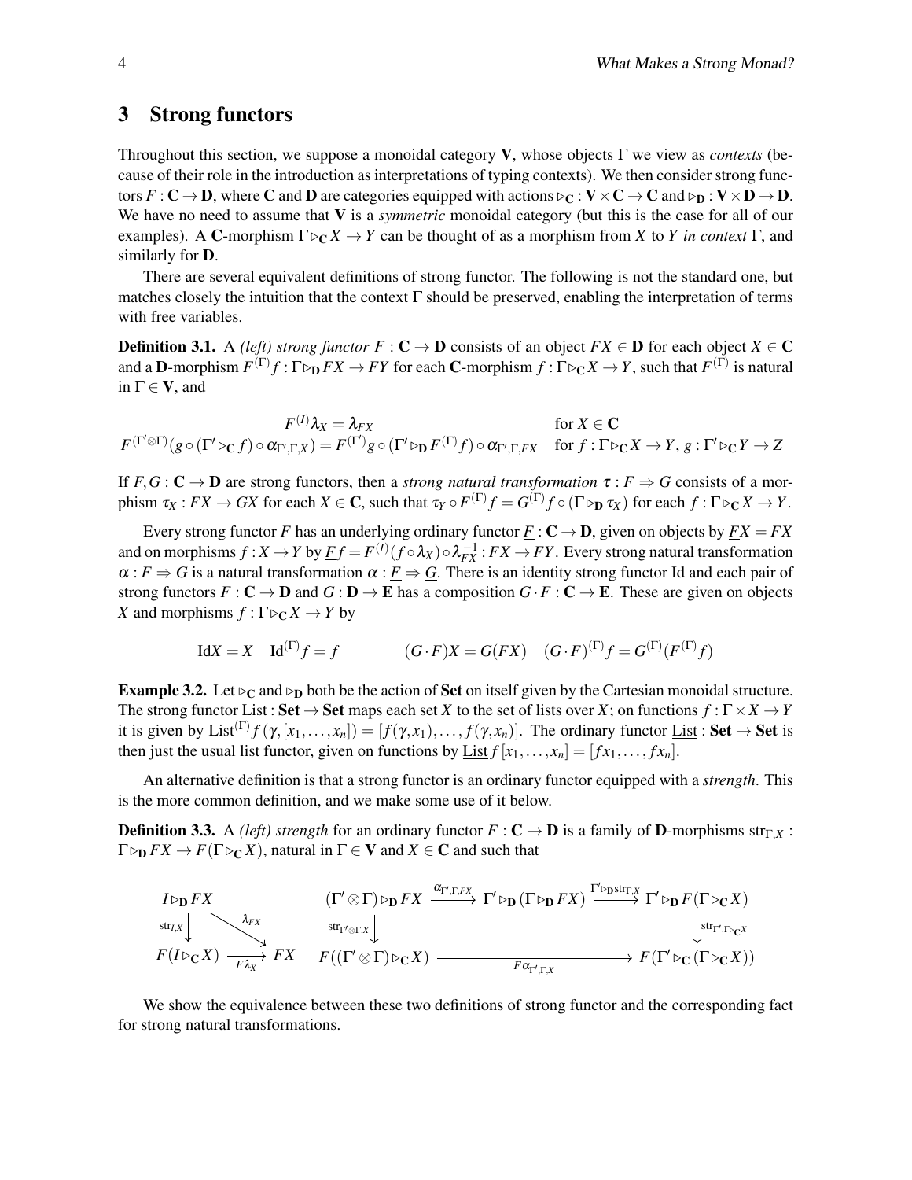## 3 Strong functors

Throughout this section, we suppose a monoidal category $\mathbf{V}$, whose objects $\Gamma$ we view as *contexts* (because of their role in the introduction as interpretations of typing contexts). We then consider strong functors $F : \mathbf{C} \to \mathbf{D}$, where $\mathbf{C}$ and $\mathbf{D}$ are categories equipped with actions $\triangleright_{\mathbf{C}} : \mathbf{V} \times \mathbf{C} \to \mathbf{C}$ and $\triangleright_{\mathbf{D}} : \mathbf{V} \times \mathbf{D} \to \mathbf{D}$. We have no need to assume that $\mathbf{V}$ is a *symmetric* monoidal category (but this is the case for all of our examples). A $\mathbf{C}$-morphism $\Gamma \triangleright_{\mathbf{C}} X \to Y$ can be thought of as a morphism from $X$ to $Y$ *in context* $\Gamma$, and similarly for $\mathbf{D}$.

There are several equivalent definitions of strong functor. The following is not the standard one, but matches closely the intuition that the context $\Gamma$ should be preserved, enabling the interpretation of terms with free variables.

**Definition 3.1.** A *(left) strong functor* $F : \mathbf{C} \to \mathbf{D}$ consists of an object $FX \in \mathbf{D}$ for each object $X \in \mathbf{C}$ and a $\mathbf{D}$-morphism $F^{(\Gamma)}f : \Gamma \triangleright_{\mathbf{D}} FX \to FY$ for each $\mathbf{C}$-morphism $f : \Gamma \triangleright_{\mathbf{C}} X \to Y$, such that $F^{(\Gamma)}$ is natural in $\Gamma \in \mathbf{V}$, and

$$
\begin{aligned}
F^{(I)}\lambda_X &= \lambda_{FX} && \text{for } X \in \mathbf{C} \\
F^{(\Gamma' \otimes \Gamma)}(g \circ (\Gamma' \triangleright_{\mathbf{C}} f) \circ \alpha_{\Gamma',\Gamma,X}) &= F^{(\Gamma')}g \circ (\Gamma' \triangleright_{\mathbf{D}} F^{(\Gamma)}f) \circ \alpha_{\Gamma',\Gamma,FX} && \text{for } f : \Gamma \triangleright_{\mathbf{C}} X \to Y,\, g : \Gamma' \triangleright_{\mathbf{C}} Y \to Z
\end{aligned}
$$

If $F, G : \mathbf{C} \to \mathbf{D}$ are strong functors, then a *strong natural transformation* $\tau : F \Rightarrow G$ consists of a morphism $\tau_X : FX \to GX$ for each $X \in \mathbf{C}$, such that $\tau_Y \circ F^{(\Gamma)}f = G^{(\Gamma)}f \circ (\Gamma \triangleright_{\mathbf{D}} \tau_X)$ for each $f : \Gamma \triangleright_{\mathbf{C}} X \to Y$.

Every strong functor $F$ has an underlying ordinary functor $\underline{F} : \mathbf{C} \to \mathbf{D}$, given on objects by $\underline{F}X = FX$ and on morphisms $f : X \to Y$ by $\underline{F}f = F^{(I)}(f \circ \lambda_X) \circ \lambda_{FX}^{-1} : FX \to FY$. Every strong natural transformation $\alpha : F \Rightarrow G$ is a natural transformation $\alpha : \underline{F} \Rightarrow \underline{G}$. There is an identity strong functor Id and each pair of strong functors $F : \mathbf{C} \to \mathbf{D}$ and $G : \mathbf{D} \to \mathbf{E}$ has a composition $G \cdot F : \mathbf{C} \to \mathbf{E}$. These are given on objects $X$ and morphisms $f : \Gamma \triangleright_{\mathbf{C}} X \to Y$ by

$$
\mathrm{Id}X = X \quad \mathrm{Id}^{(\Gamma)}f = f \qquad\qquad (G \cdot F)X = G(FX) \quad (G \cdot F)^{(\Gamma)}f = G^{(\Gamma)}(F^{(\Gamma)}f)
$$

**Example 3.2.** Let $\triangleright_{\mathbf{C}}$ and $\triangleright_{\mathbf{D}}$ both be the action of $\mathbf{Set}$ on itself given by the Cartesian monoidal structure. The strong functor $\mathrm{List} : \mathbf{Set} \to \mathbf{Set}$ maps each set $X$ to the set of lists over $X$; on functions $f : \Gamma \times X \to Y$ it is given by $\mathrm{List}^{(\Gamma)}f(\gamma, [x_1, \ldots, x_n]) = [f(\gamma, x_1), \ldots, f(\gamma, x_n)]$. The ordinary functor $\underline{\mathrm{List}} : \mathbf{Set} \to \mathbf{Set}$ is then just the usual list functor, given on functions by $\underline{\mathrm{List}}\,f\,[x_1, \ldots, x_n] = [f\,x_1, \ldots, f\,x_n]$.

An alternative definition is that a strong functor is an ordinary functor equipped with a *strength*. This is the more common definition, and we make some use of it below.

**Definition 3.3.** A *(left) strength* for an ordinary functor $F : \mathbf{C} \to \mathbf{D}$ is a family of $\mathbf{D}$-morphisms $\mathrm{str}_{\Gamma,X} : \Gamma \triangleright_{\mathbf{D}} FX \to F(\Gamma \triangleright_{\mathbf{C}} X)$, natural in $\Gamma \in \mathbf{V}$ and $X \in \mathbf{C}$ and such that

$$
\begin{array}{ccc}
I \triangleright_{\mathbf{D}} FX & & \\
\big\downarrow{\scriptstyle \mathrm{str}_{I,X}} & \searrow{\scriptstyle \lambda_{FX}} & \\
F(I \triangleright_{\mathbf{C}} X) & \xrightarrow{F\lambda_X} & FX
\end{array}
\qquad
\begin{array}{ccccc}
(\Gamma' \otimes \Gamma) \triangleright_{\mathbf{D}} FX & \xrightarrow{\alpha_{\Gamma',\Gamma,FX}} & \Gamma' \triangleright_{\mathbf{D}} (\Gamma \triangleright_{\mathbf{D}} FX) & \xrightarrow{\Gamma' \triangleright_{\mathbf{D}} \mathrm{str}_{\Gamma,X}} & \Gamma' \triangleright_{\mathbf{D}} F(\Gamma \triangleright_{\mathbf{C}} X) \\
\big\downarrow{\scriptstyle \mathrm{str}_{\Gamma' \otimes \Gamma, X}} & & & & \big\downarrow{\scriptstyle \mathrm{str}_{\Gamma', \Gamma \triangleright_{\mathbf{C}} X}} \\
F((\Gamma' \otimes \Gamma) \triangleright_{\mathbf{C}} X) & & \xrightarrow{F\alpha_{\Gamma',\Gamma,X}} & & F(\Gamma' \triangleright_{\mathbf{C}} (\Gamma \triangleright_{\mathbf{C}} X))
\end{array}
$$

We show the equivalence between these two definitions of strong functor and the corresponding fact for strong natural transformations.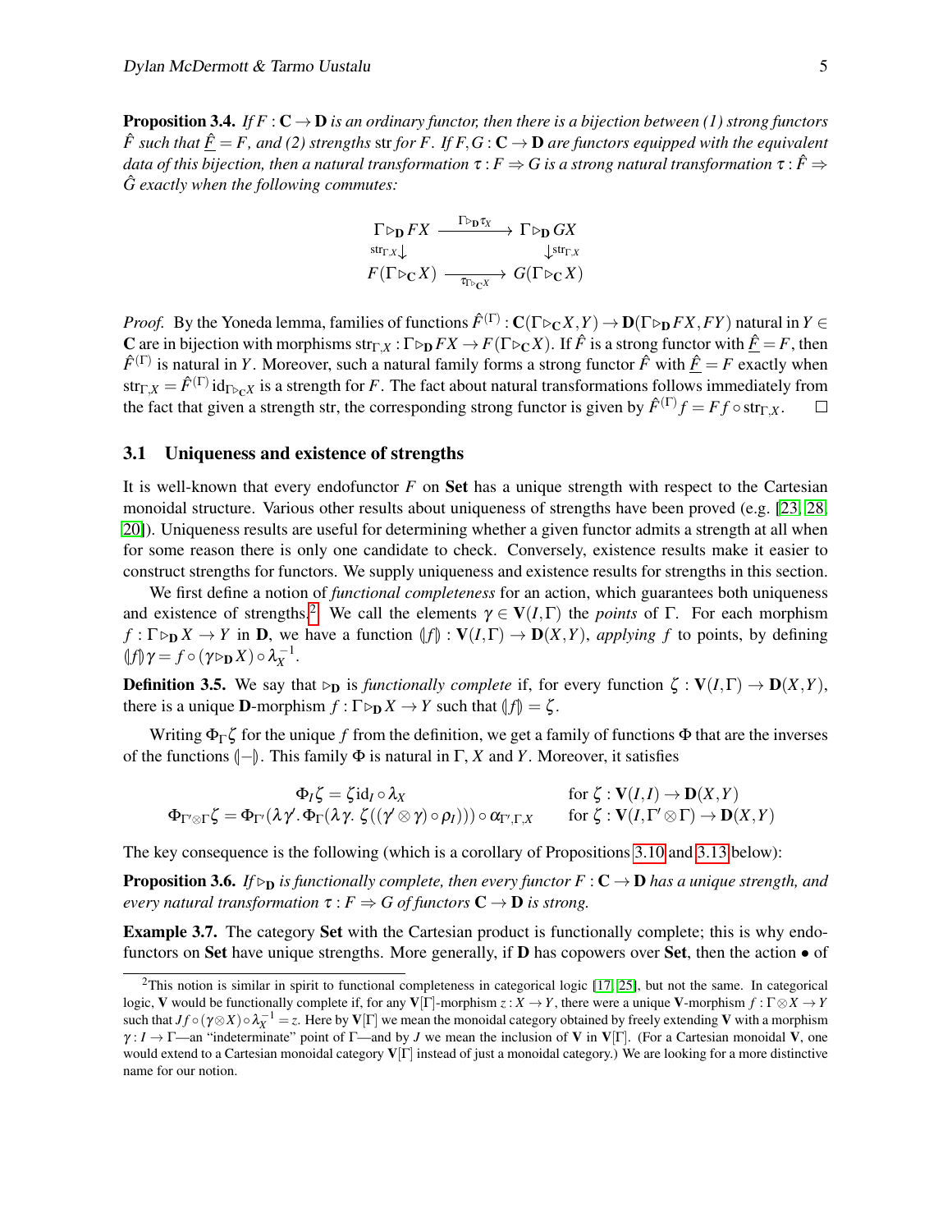**Proposition 3.4.** *If $F : \mathbf{C} \to \mathbf{D}$ is an ordinary functor, then there is a bijection between (1) strong functors $\hat{F}$ such that $\underline{\hat{F}} = F$, and (2) strengths* str *for $F$. If $F, G : \mathbf{C} \to \mathbf{D}$ are functors equipped with the equivalent data of this bijection, then a natural transformation $\tau : F \Rightarrow G$ is a strong natural transformation $\tau : \hat{F} \Rightarrow \hat{G}$ exactly when the following commutes:*

$$\begin{array}{ccc}
\Gamma \triangleright_{\mathbf{D}} FX & \xrightarrow{\Gamma \triangleright_{\mathbf{D}} \tau_X} & \Gamma \triangleright_{\mathbf{D}} GX \\
{\scriptstyle \mathrm{str}_{\Gamma,X}} \downarrow & & \downarrow {\scriptstyle \mathrm{str}_{\Gamma,X}} \\
F(\Gamma \triangleright_{\mathbf{C}} X) & \xrightarrow[\tau_{\Gamma \triangleright_{\mathbf{C}} X}]{} & G(\Gamma \triangleright_{\mathbf{C}} X)
\end{array}$$

*Proof.* By the Yoneda lemma, families of functions $\hat{F}^{(\Gamma)} : \mathbf{C}(\Gamma \triangleright_{\mathbf{C}} X, Y) \to \mathbf{D}(\Gamma \triangleright_{\mathbf{D}} FX, FY)$ natural in $Y \in \mathbf{C}$ are in bijection with morphisms $\mathrm{str}_{\Gamma,X} : \Gamma \triangleright_{\mathbf{D}} FX \to F(\Gamma \triangleright_{\mathbf{C}} X)$. If $\hat{F}$ is a strong functor with $\underline{\hat{F}} = F$, then $\hat{F}^{(\Gamma)}$ is natural in $Y$. Moreover, such a natural family forms a strong functor $\hat{F}$ with $\underline{\hat{F}} = F$ exactly when $\mathrm{str}_{\Gamma,X} = \hat{F}^{(\Gamma)} \mathrm{id}_{\Gamma \triangleright_{\mathbf{C}} X}$ is a strength for $F$. The fact about natural transformations follows immediately from the fact that given a strength str, the corresponding strong functor is given by $\hat{F}^{(\Gamma)} f = F f \circ \mathrm{str}_{\Gamma,X}$. $\square$

### 3.1 Uniqueness and existence of strengths

It is well-known that every endofunctor $F$ on **Set** has a unique strength with respect to the Cartesian monoidal structure. Various other results about uniqueness of strengths have been proved (e.g. [23, 28, 20]). Uniqueness results are useful for determining whether a given functor admits a strength at all when for some reason there is only one candidate to check. Conversely, existence results make it easier to construct strengths for functors. We supply uniqueness and existence results for strengths in this section.

We first define a notion of *functional completeness* for an action, which guarantees both uniqueness and existence of strengths.[2] We call the elements $\gamma \in \mathbf{V}(I, \Gamma)$ the *points* of $\Gamma$. For each morphism $f : \Gamma \triangleright_{\mathbf{D}} X \to Y$ in $\mathbf{D}$, we have a function $(\!| f |\!) : \mathbf{V}(I, \Gamma) \to \mathbf{D}(X, Y)$, *applying* $f$ to points, by defining $(\!| f |\!) \gamma = f \circ (\gamma \triangleright_{\mathbf{D}} X) \circ \lambda_X^{-1}$.

**Definition 3.5.** We say that $\triangleright_{\mathbf{D}}$ is *functionally complete* if, for every function $\zeta : \mathbf{V}(I, \Gamma) \to \mathbf{D}(X, Y)$, there is a unique $\mathbf{D}$-morphism $f : \Gamma \triangleright_{\mathbf{D}} X \to Y$ such that $(\!| f |\!) = \zeta$.

Writing $\Phi_\Gamma \zeta$ for the unique $f$ from the definition, we get a family of functions $\Phi$ that are the inverses of the functions $(\!| - |\!)$. This family $\Phi$ is natural in $\Gamma$, $X$ and $Y$. Moreover, it satisfies

$$\begin{array}{ll}
\Phi_I \zeta = \zeta \mathrm{id}_I \circ \lambda_X & \text{for } \zeta : \mathbf{V}(I, I) \to \mathbf{D}(X, Y) \\
\Phi_{\Gamma' \otimes \Gamma} \zeta = \Phi_{\Gamma'}(\lambda \gamma'. \Phi_\Gamma(\lambda \gamma. \zeta((\gamma' \otimes \gamma) \circ \rho_I))) \circ \alpha_{\Gamma', \Gamma, X} & \text{for } \zeta : \mathbf{V}(I, \Gamma' \otimes \Gamma) \to \mathbf{D}(X, Y)
\end{array}$$

The key consequence is the following (which is a corollary of Propositions 3.10 and 3.13 below):

**Proposition 3.6.** *If $\triangleright_{\mathbf{D}}$ is functionally complete, then every functor $F : \mathbf{C} \to \mathbf{D}$ has a unique strength, and every natural transformation $\tau : F \Rightarrow G$ of functors $\mathbf{C} \to \mathbf{D}$ is strong.*

**Example 3.7.** The category **Set** with the Cartesian product is functionally complete; this is why endofunctors on **Set** have unique strengths. More generally, if $\mathbf{D}$ has copowers over **Set**, then the action $\bullet$ of

[2] This notion is similar in spirit to functional completeness in categorical logic [17, 25], but not the same. In categorical logic, $\mathbf{V}$ would be functionally complete if, for any $\mathbf{V}[\Gamma]$-morphism $z : X \to Y$, there were a unique $\mathbf{V}$-morphism $f : \Gamma \otimes X \to Y$ such that $J f \circ (\gamma \otimes X) \circ \lambda_X^{-1} = z$. Here by $\mathbf{V}[\Gamma]$ we mean the monoidal category obtained by freely extending $\mathbf{V}$ with a morphism $\gamma : I \to \Gamma$—an "indeterminate" point of $\Gamma$—and by $J$ we mean the inclusion of $\mathbf{V}$ in $\mathbf{V}[\Gamma]$. (For a Cartesian monoidal $\mathbf{V}$, one would extend to a Cartesian monoidal category $\mathbf{V}[\Gamma]$ instead of just a monoidal category.) We are looking for a more distinctive name for our notion.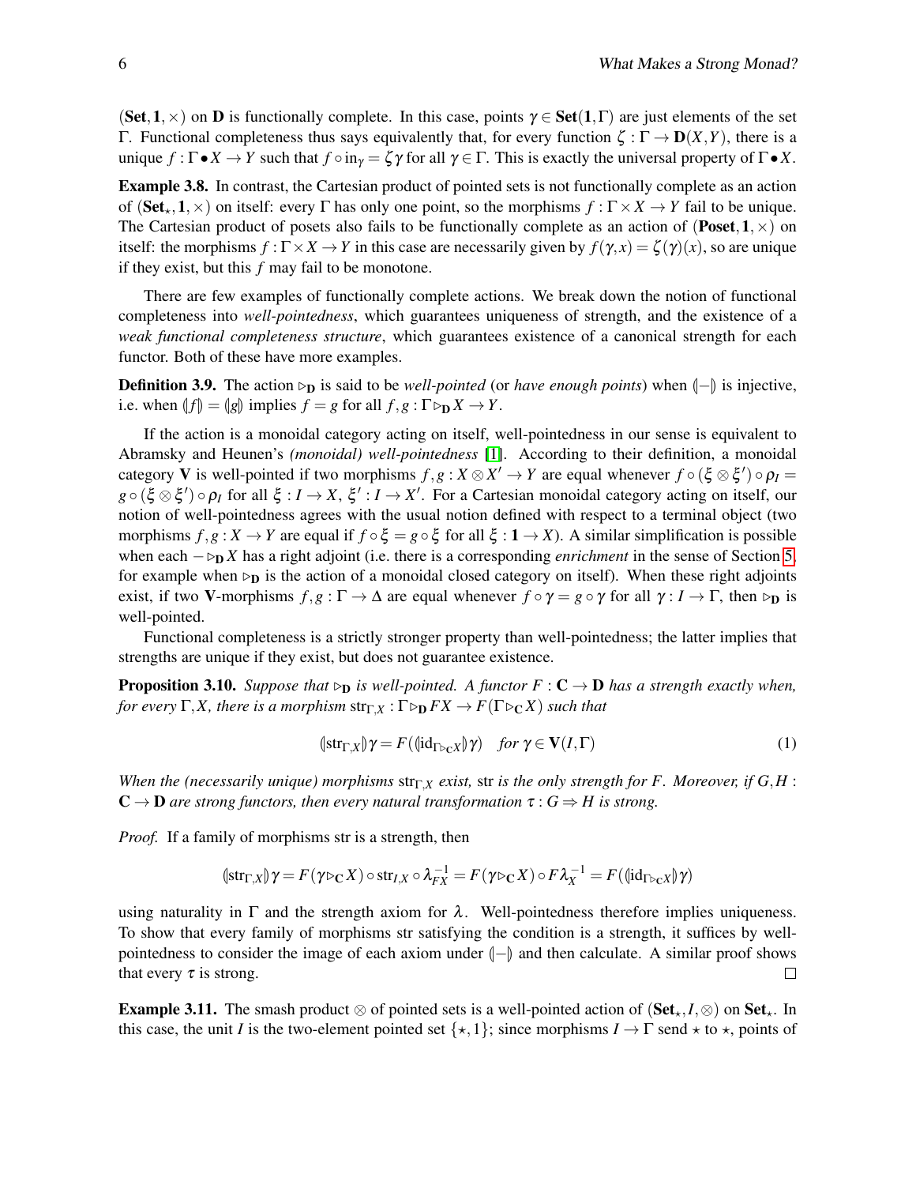$(\mathbf{Set}, \mathbf{1}, \times)$ on $\mathbf{D}$ is functionally complete. In this case, points $\gamma \in \mathbf{Set}(\mathbf{1}, \Gamma)$ are just elements of the set $\Gamma$. Functional completeness thus says equivalently that, for every function $\zeta : \Gamma \to \mathbf{D}(X,Y)$, there is a unique $f : \Gamma \bullet X \to Y$ such that $f \circ \mathrm{in}_\gamma = \zeta\gamma$ for all $\gamma \in \Gamma$. This is exactly the universal property of $\Gamma \bullet X$.

**Example 3.8.** In contrast, the Cartesian product of pointed sets is not functionally complete as an action of $(\mathbf{Set}_\star, \mathbf{1}, \times)$ on itself: every $\Gamma$ has only one point, so the morphisms $f : \Gamma \times X \to Y$ fail to be unique. The Cartesian product of posets also fails to be functionally complete as an action of $(\mathbf{Poset}, \mathbf{1}, \times)$ on itself: the morphisms $f : \Gamma \times X \to Y$ in this case are necessarily given by $f(\gamma, x) = \zeta(\gamma)(x)$, so are unique if they exist, but this $f$ may fail to be monotone.

There are few examples of functionally complete actions. We break down the notion of functional completeness into *well-pointedness*, which guarantees uniqueness of strength, and the existence of a *weak functional completeness structure*, which guarantees existence of a canonical strength for each functor. Both of these have more examples.

**Definition 3.9.** The action $\triangleright_{\mathbf{D}}$ is said to be *well-pointed* (or *have enough points*) when $(\!|-|\!)$ is injective, i.e. when $(\!|f|\!) = (\!|g|\!)$ implies $f = g$ for all $f, g : \Gamma \triangleright_{\mathbf{D}} X \to Y$.

If the action is a monoidal category acting on itself, well-pointedness in our sense is equivalent to Abramsky and Heunen's *(monoidal) well-pointedness* [1]. According to their definition, a monoidal category $\mathbf{V}$ is well-pointed if two morphisms $f, g : X \otimes X' \to Y$ are equal whenever $f \circ (\xi \otimes \xi') \circ \rho_I = g \circ (\xi \otimes \xi') \circ \rho_I$ for all $\xi : I \to X$, $\xi' : I \to X'$. For a Cartesian monoidal category acting on itself, our notion of well-pointedness agrees with the usual notion defined with respect to a terminal object (two morphisms $f, g : X \to Y$ are equal if $f \circ \xi = g \circ \xi$ for all $\xi : \mathbf{1} \to X$). A similar simplification is possible when each $- \triangleright_{\mathbf{D}} X$ has a right adjoint (i.e. there is a corresponding *enrichment* in the sense of Section 5, for example when $\triangleright_{\mathbf{D}}$ is the action of a monoidal closed category on itself). When these right adjoints exist, if two $\mathbf{V}$-morphisms $f, g : \Gamma \to \Delta$ are equal whenever $f \circ \gamma = g \circ \gamma$ for all $\gamma : I \to \Gamma$, then $\triangleright_{\mathbf{D}}$ is well-pointed.

Functional completeness is a strictly stronger property than well-pointedness; the latter implies that strengths are unique if they exist, but does not guarantee existence.

**Proposition 3.10.** *Suppose that $\triangleright_{\mathbf{D}}$ is well-pointed. A functor $F : \mathbf{C} \to \mathbf{D}$ has a strength exactly when, for every $\Gamma, X$, there is a morphism $\mathrm{str}_{\Gamma,X} : \Gamma \triangleright_{\mathbf{D}} FX \to F(\Gamma \triangleright_{\mathbf{C}} X)$ such that*

$$(\!|\mathrm{str}_{\Gamma,X}|\!)\gamma = F((\!|\mathrm{id}_{\Gamma \triangleright_{\mathbf{C}} X}|\!)\gamma) \quad \text{for } \gamma \in \mathbf{V}(I, \Gamma) \tag{1}$$

*When the (necessarily unique) morphisms $\mathrm{str}_{\Gamma,X}$ exist, $\mathrm{str}$ is the only strength for $F$. Moreover, if $G, H : \mathbf{C} \to \mathbf{D}$ are strong functors, then every natural transformation $\tau : G \Rightarrow H$ is strong.*

*Proof.* If a family of morphisms str is a strength, then

$$(\!|\mathrm{str}_{\Gamma,X}|\!)\gamma = F(\gamma \triangleright_{\mathbf{C}} X) \circ \mathrm{str}_{I,X} \circ \lambda_{FX}^{-1} = F(\gamma \triangleright_{\mathbf{C}} X) \circ F\lambda_X^{-1} = F((\!|\mathrm{id}_{\Gamma \triangleright_{\mathbf{C}} X}|\!)\gamma)$$

using naturality in $\Gamma$ and the strength axiom for $\lambda$. Well-pointedness therefore implies uniqueness. To show that every family of morphisms str satisfying the condition is a strength, it suffices by well-pointedness to consider the image of each axiom under $(\!|-|\!)$ and then calculate. A similar proof shows that every $\tau$ is strong. $\square$

**Example 3.11.** The smash product $\otimes$ of pointed sets is a well-pointed action of $(\mathbf{Set}_\star, I, \otimes)$ on $\mathbf{Set}_\star$. In this case, the unit $I$ is the two-element pointed set $\{\star, 1\}$; since morphisms $I \to \Gamma$ send $\star$ to $\star$, points of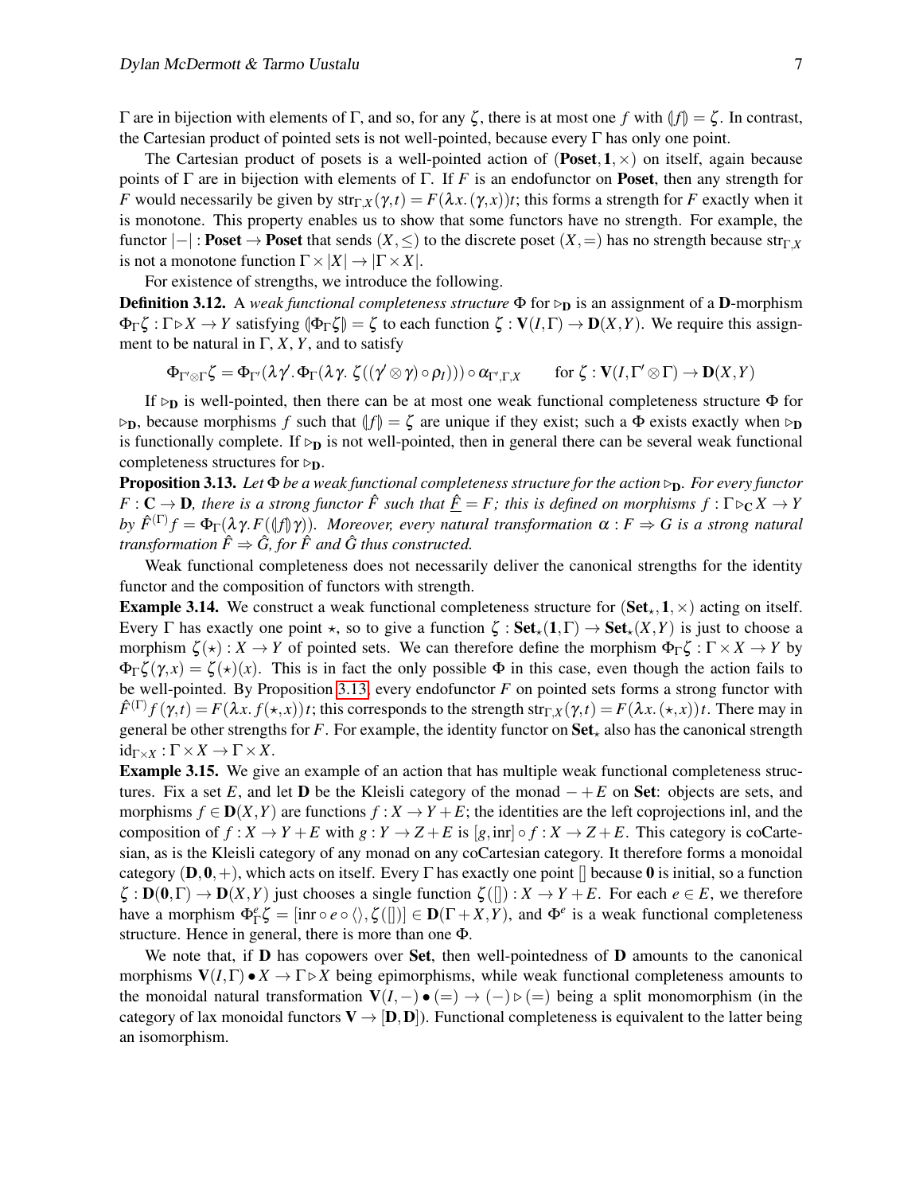$\Gamma$ are in bijection with elements of $\Gamma$, and so, for any $\zeta$, there is at most one $f$ with $(\!|f|\!) = \zeta$. In contrast, the Cartesian product of pointed sets is not well-pointed, because every $\Gamma$ has only one point.

The Cartesian product of posets is a well-pointed action of $(\mathbf{Poset}, \mathbf{1}, \times)$ on itself, again because points of $\Gamma$ are in bijection with elements of $\Gamma$. If $F$ is an endofunctor on $\mathbf{Poset}$, then any strength for $F$ would necessarily be given by $\mathrm{str}_{\Gamma,X}(\gamma,t) = F(\lambda x.\,(\gamma,x))t$; this forms a strength for $F$ exactly when it is monotone. This property enables us to show that some functors have no strength. For example, the functor $|-| : \mathbf{Poset} \to \mathbf{Poset}$ that sends $(X,\leq)$ to the discrete poset $(X,=)$ has no strength because $\mathrm{str}_{\Gamma,X}$ is not a monotone function $\Gamma \times |X| \to |\Gamma \times X|$.

For existence of strengths, we introduce the following.

**Definition 3.12.** A *weak functional completeness structure* $\Phi$ for $\triangleright_{\mathbf{D}}$ is an assignment of a $\mathbf{D}$-morphism $\Phi_\Gamma \zeta : \Gamma \triangleright X \to Y$ satisfying $(\!|\Phi_\Gamma \zeta|\!) = \zeta$ to each function $\zeta : \mathbf{V}(I,\Gamma) \to \mathbf{D}(X,Y)$. We require this assignment to be natural in $\Gamma$, $X$, $Y$, and to satisfy

$$\Phi_{\Gamma' \otimes \Gamma}\zeta = \Phi_{\Gamma'}(\lambda \gamma'.\,\Phi_\Gamma(\lambda \gamma.\,\zeta((\gamma' \otimes \gamma) \circ \rho_I))) \circ \alpha_{\Gamma',\Gamma,X} \qquad \text{for } \zeta : \mathbf{V}(I, \Gamma' \otimes \Gamma) \to \mathbf{D}(X,Y)$$

If $\triangleright_{\mathbf{D}}$ is well-pointed, then there can be at most one weak functional completeness structure $\Phi$ for $\triangleright_{\mathbf{D}}$, because morphisms $f$ such that $(\!|f|\!) = \zeta$ are unique if they exist; such a $\Phi$ exists exactly when $\triangleright_{\mathbf{D}}$ is functionally complete. If $\triangleright_{\mathbf{D}}$ is not well-pointed, then in general there can be several weak functional completeness structures for $\triangleright_{\mathbf{D}}$.

**Proposition 3.13.** *Let $\Phi$ be a weak functional completeness structure for the action $\triangleright_{\mathbf{D}}$. For every functor $F : \mathbf{C} \to \mathbf{D}$, there is a strong functor $\hat{F}$ such that $\underline{\hat{F}} = F$; this is defined on morphisms $f : \Gamma \triangleright_{\mathbf{C}} X \to Y$ by $\hat{F}^{(\Gamma)} f = \Phi_\Gamma(\lambda \gamma.\,F((\!|f|\!)\gamma))$. Moreover, every natural transformation $\alpha : F \Rightarrow G$ is a strong natural transformation $\hat{F} \Rightarrow \hat{G}$, for $\hat{F}$ and $\hat{G}$ thus constructed.*

Weak functional completeness does not necessarily deliver the canonical strengths for the identity functor and the composition of functors with strength.

**Example 3.14.** We construct a weak functional completeness structure for $(\mathbf{Set}_\star, \mathbf{1}, \times)$ acting on itself. Every $\Gamma$ has exactly one point $\star$, so to give a function $\zeta : \mathbf{Set}_\star(\mathbf{1},\Gamma) \to \mathbf{Set}_\star(X,Y)$ is just to choose a morphism $\zeta(\star) : X \to Y$ of pointed sets. We can therefore define the morphism $\Phi_\Gamma \zeta : \Gamma \times X \to Y$ by $\Phi_\Gamma \zeta(\gamma, x) = \zeta(\star)(x)$. This is in fact the only possible $\Phi$ in this case, even though the action fails to be well-pointed. By Proposition 3.13, every endofunctor $F$ on pointed sets forms a strong functor with $\hat{F}^{(\Gamma)} f(\gamma,t) = F(\lambda x.\,f(\star,x))t$; this corresponds to the strength $\mathrm{str}_{\Gamma,X}(\gamma,t) = F(\lambda x.\,(\star,x))t$. There may in general be other strengths for $F$. For example, the identity functor on $\mathbf{Set}_\star$ also has the canonical strength $\mathrm{id}_{\Gamma \times X} : \Gamma \times X \to \Gamma \times X$.

**Example 3.15.** We give an example of an action that has multiple weak functional completeness structures. Fix a set $E$, and let $\mathbf{D}$ be the Kleisli category of the monad $- + E$ on $\mathbf{Set}$: objects are sets, and morphisms $f \in \mathbf{D}(X,Y)$ are functions $f : X \to Y + E$; the identities are the left coprojections $\mathrm{inl}$, and the composition of $f : X \to Y + E$ with $g : Y \to Z + E$ is $[g, \mathrm{inr}] \circ f : X \to Z + E$. This category is coCartesian, as is the Kleisli category of any monad on any coCartesian category. It therefore forms a monoidal category $(\mathbf{D}, \mathbf{0}, +)$, which acts on itself. Every $\Gamma$ has exactly one point $[]$ because $\mathbf{0}$ is initial, so a function $\zeta : \mathbf{D}(\mathbf{0},\Gamma) \to \mathbf{D}(X,Y)$ just chooses a single function $\zeta([]) : X \to Y + E$. For each $e \in E$, we therefore have a morphism $\Phi^e_\Gamma \zeta = [\mathrm{inr} \circ e \circ \langle\rangle, \zeta([])] \in \mathbf{D}(\Gamma + X, Y)$, and $\Phi^e$ is a weak functional completeness structure. Hence in general, there is more than one $\Phi$.

We note that, if $\mathbf{D}$ has copowers over $\mathbf{Set}$, then well-pointedness of $\mathbf{D}$ amounts to the canonical morphisms $\mathbf{V}(I,\Gamma) \bullet X \to \Gamma \triangleright X$ being epimorphisms, while weak functional completeness amounts to the monoidal natural transformation $\mathbf{V}(I,-) \bullet (=) \to (-) \triangleright (=)$ being a split monomorphism (in the category of lax monoidal functors $\mathbf{V} \to [\mathbf{D},\mathbf{D}]$). Functional completeness is equivalent to the latter being an isomorphism.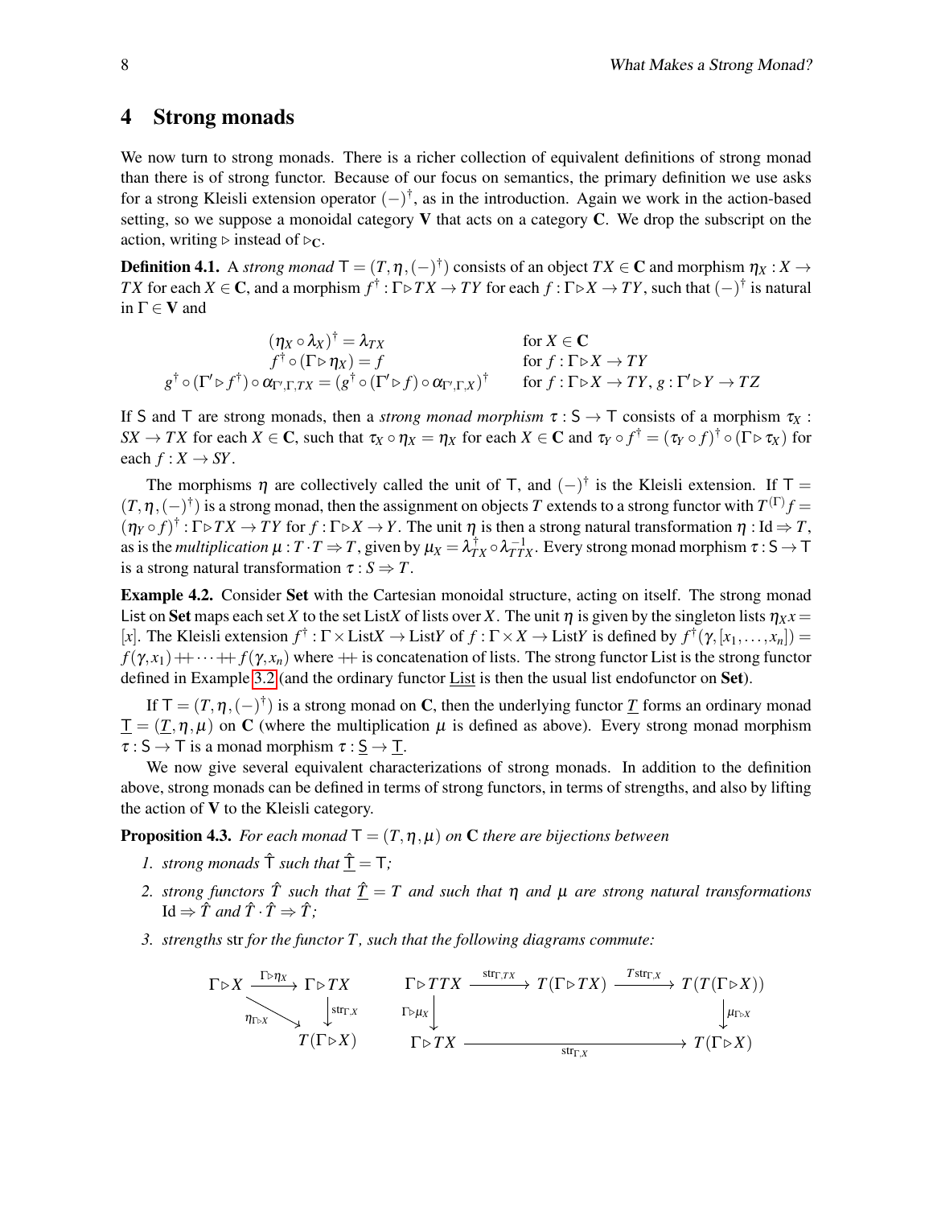## 4 Strong monads

We now turn to strong monads. There is a richer collection of equivalent definitions of strong monad than there is of strong functor. Because of our focus on semantics, the primary definition we use asks for a strong Kleisli extension operator $(-)^\dagger$, as in the introduction. Again we work in the action-based setting, so we suppose a monoidal category $\mathbf{V}$ that acts on a category $\mathbf{C}$. We drop the subscript on the action, writing $\triangleright$ instead of $\triangleright_{\mathbf{C}}$.

**Definition 4.1.** A *strong monad* $\mathsf{T} = (T, \eta, (-)^\dagger)$ consists of an object $TX \in \mathbf{C}$ and morphism $\eta_X : X \to TX$ for each $X \in \mathbf{C}$, and a morphism $f^\dagger : \Gamma \triangleright TX \to TY$ for each $f : \Gamma \triangleright X \to TY$, such that $(-)^\dagger$ is natural in $\Gamma \in \mathbf{V}$ and

$$
\begin{aligned}
(\eta_X \circ \lambda_X)^\dagger &= \lambda_{TX} && \text{for } X \in \mathbf{C} \\
f^\dagger \circ (\Gamma \triangleright \eta_X) &= f && \text{for } f : \Gamma \triangleright X \to TY \\
g^\dagger \circ (\Gamma' \triangleright f^\dagger) \circ \alpha_{\Gamma',\Gamma,TX} &= (g^\dagger \circ (\Gamma' \triangleright f) \circ \alpha_{\Gamma',\Gamma,X})^\dagger && \text{for } f : \Gamma \triangleright X \to TY,\, g : \Gamma' \triangleright Y \to TZ
\end{aligned}
$$

If $\mathsf{S}$ and $\mathsf{T}$ are strong monads, then a *strong monad morphism* $\tau : \mathsf{S} \to \mathsf{T}$ consists of a morphism $\tau_X : SX \to TX$ for each $X \in \mathbf{C}$, such that $\tau_X \circ \eta_X = \eta_X$ for each $X \in \mathbf{C}$ and $\tau_Y \circ f^\dagger = (\tau_Y \circ f)^\dagger \circ (\Gamma \triangleright \tau_X)$ for each $f : X \to SY$.

The morphisms $\eta$ are collectively called the unit of $\mathsf{T}$, and $(-)^\dagger$ is the Kleisli extension. If $\mathsf{T} = (T, \eta, (-)^\dagger)$ is a strong monad, then the assignment on objects $T$ extends to a strong functor with $T^{(\Gamma)} f = (\eta_Y \circ f)^\dagger : \Gamma \triangleright TX \to TY$ for $f : \Gamma \triangleright X \to Y$. The unit $\eta$ is then a strong natural transformation $\eta : \mathrm{Id} \Rightarrow T$, as is the *multiplication* $\mu : T \cdot T \Rightarrow T$, given by $\mu_X = \lambda_{TX}^\dagger \circ \lambda_{TTX}^{-1}$. Every strong monad morphism $\tau : \mathsf{S} \to \mathsf{T}$ is a strong natural transformation $\tau : S \Rightarrow T$.

**Example 4.2.** Consider **Set** with the Cartesian monoidal structure, acting on itself. The strong monad List on **Set** maps each set $X$ to the set List$X$ of lists over $X$. The unit $\eta$ is given by the singleton lists $\eta_X x = [x]$. The Kleisli extension $f^\dagger : \Gamma \times \mathrm{List}X \to \mathrm{List}Y$ of $f : \Gamma \times X \to \mathrm{List}Y$ is defined by $f^\dagger(\gamma, [x_1, \ldots, x_n]) = f(\gamma, x_1) +\!\!+ \cdots +\!\!+ f(\gamma, x_n)$ where $+\!\!+$ is concatenation of lists. The strong functor List is the strong functor defined in Example 3.2 (and the ordinary functor $\underline{\mathrm{List}}$ is then the usual list endofunctor on **Set**).

If $\mathsf{T} = (T, \eta, (-)^\dagger)$ is a strong monad on $\mathbf{C}$, then the underlying functor $\underline{T}$ forms an ordinary monad $\underline{\mathsf{T}} = (\underline{T}, \eta, \mu)$ on $\mathbf{C}$ (where the multiplication $\mu$ is defined as above). Every strong monad morphism $\tau : \mathsf{S} \to \mathsf{T}$ is a monad morphism $\tau : \underline{\mathsf{S}} \to \underline{\mathsf{T}}$.

We now give several equivalent characterizations of strong monads. In addition to the definition above, strong monads can be defined in terms of strong functors, in terms of strengths, and also by lifting the action of $\mathbf{V}$ to the Kleisli category.

**Proposition 4.3.** *For each monad $\mathsf{T} = (T, \eta, \mu)$ on $\mathbf{C}$ there are bijections between*

1. *strong monads $\hat{\mathsf{T}}$ such that $\underline{\hat{\mathsf{T}}} = \mathsf{T}$;*
2. *strong functors $\hat{T}$ such that $\underline{\hat{T}} = T$ and such that $\eta$ and $\mu$ are strong natural transformations $\mathrm{Id} \Rightarrow \hat{T}$ and $\hat{T} \cdot \hat{T} \Rightarrow \hat{T}$;*
3. *strengths $\mathrm{str}$ for the functor $T$, such that the following diagrams commute:*

$$
\mathrm{str}_{\Gamma,X} \circ (\Gamma \triangleright \eta_X) = \eta_{\Gamma \triangleright X}
\qquad\qquad
\mu_{\Gamma \triangleright X} \circ T\mathrm{str}_{\Gamma,X} \circ \mathrm{str}_{\Gamma,TX} = \mathrm{str}_{\Gamma,X} \circ (\Gamma \triangleright \mu_X)
$$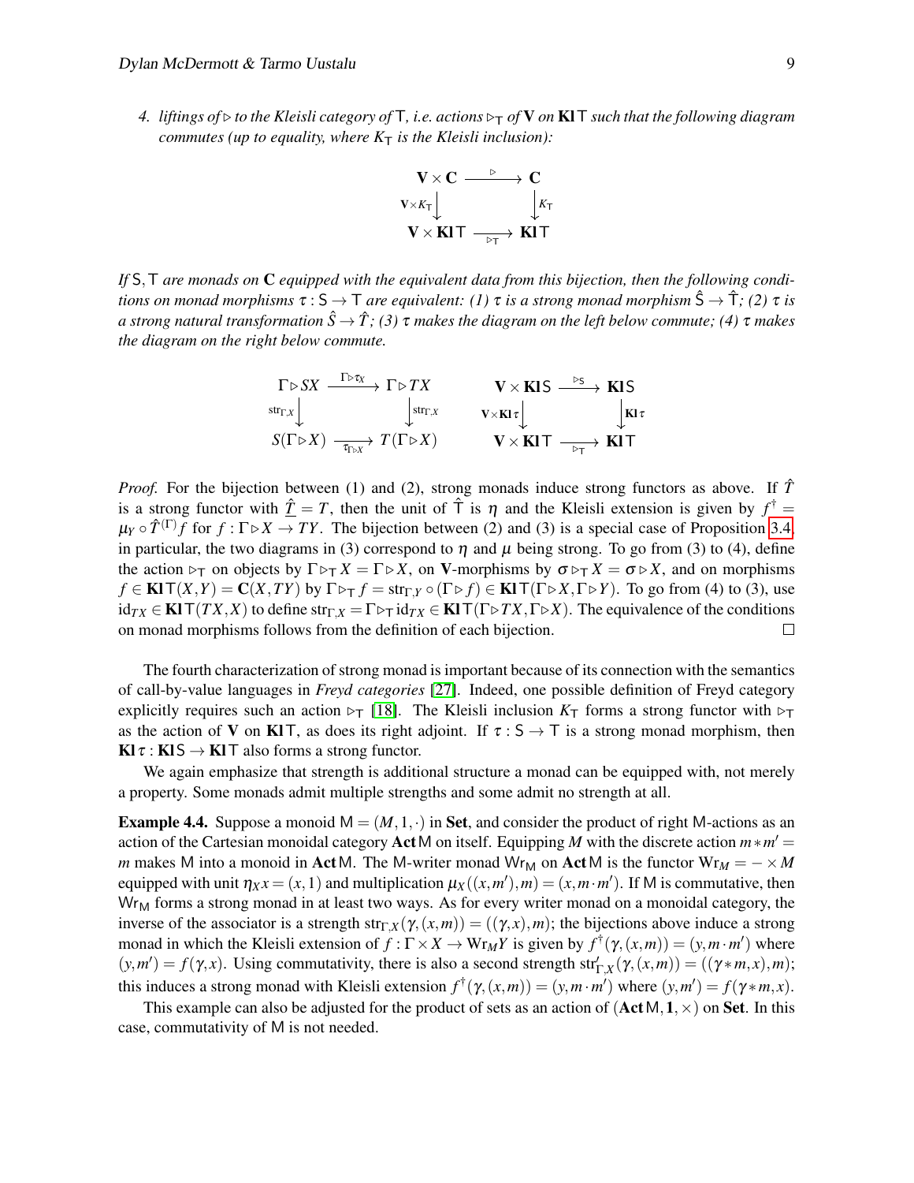4. *liftings of $\rhd$ to the Kleisli category of $\mathsf{T}$, i.e. actions $\rhd_{\mathsf{T}}$ of $\mathbf{V}$ on $\mathbf{Kl}\,\mathsf{T}$ such that the following diagram commutes (up to equality, where $K_{\mathsf{T}}$ is the Kleisli inclusion):*

$$\begin{array}{ccc}
\mathbf{V} \times \mathbf{C} & \xrightarrow{\ \rhd\ } & \mathbf{C} \\
{\scriptstyle \mathbf{V} \times K_{\mathsf{T}}} \big\downarrow & & \big\downarrow {\scriptstyle K_{\mathsf{T}}} \\
\mathbf{V} \times \mathbf{Kl}\,\mathsf{T} & \xrightarrow[\ \rhd_{\mathsf{T}}\ ]{} & \mathbf{Kl}\,\mathsf{T}
\end{array}$$

*If $\mathsf{S}, \mathsf{T}$ are monads on $\mathbf{C}$ equipped with the equivalent data from this bijection, then the following conditions on monad morphisms $\tau : \mathsf{S} \to \mathsf{T}$ are equivalent: (1) $\tau$ is a strong monad morphism $\hat{\mathsf{S}} \to \hat{\mathsf{T}}$; (2) $\tau$ is a strong natural transformation $\hat{S} \to \hat{T}$; (3) $\tau$ makes the diagram on the left below commute; (4) $\tau$ makes the diagram on the right below commute.*

$$\begin{array}{ccc}
\Gamma \rhd SX & \xrightarrow{\ \Gamma \rhd \tau_X\ } & \Gamma \rhd TX \\
{\scriptstyle \mathrm{str}_{\Gamma,X}} \big\downarrow & & \big\downarrow {\scriptstyle \mathrm{str}_{\Gamma,X}} \\
S(\Gamma \rhd X) & \xrightarrow[\ \tau_{\Gamma \rhd X}\ ]{} & T(\Gamma \rhd X)
\end{array}
\qquad\qquad
\begin{array}{ccc}
\mathbf{V} \times \mathbf{Kl}\,\mathsf{S} & \xrightarrow{\ \rhd_{\mathsf{S}}\ } & \mathbf{Kl}\,\mathsf{S} \\
{\scriptstyle \mathbf{V} \times \mathbf{Kl}\,\tau} \big\downarrow & & \big\downarrow {\scriptstyle \mathbf{Kl}\,\tau} \\
\mathbf{V} \times \mathbf{Kl}\,\mathsf{T} & \xrightarrow[\ \rhd_{\mathsf{T}}\ ]{} & \mathbf{Kl}\,\mathsf{T}
\end{array}$$

*Proof.* For the bijection between (1) and (2), strong monads induce strong functors as above. If $\hat{T}$ is a strong functor with $\underline{\hat{T}} = T$, then the unit of $\hat{\mathsf{T}}$ is $\eta$ and the Kleisli extension is given by $f^\dagger = \mu_Y \circ \hat{T}^{(\Gamma)} f$ for $f : \Gamma \rhd X \to TY$. The bijection between (2) and (3) is a special case of Proposition 3.4; in particular, the two diagrams in (3) correspond to $\eta$ and $\mu$ being strong. To go from (3) to (4), define the action $\rhd_{\mathsf{T}}$ on objects by $\Gamma \rhd_{\mathsf{T}} X = \Gamma \rhd X$, on $\mathbf{V}$-morphisms by $\sigma \rhd_{\mathsf{T}} X = \sigma \rhd X$, and on morphisms $f \in \mathbf{Kl}\,\mathsf{T}(X,Y) = \mathbf{C}(X,TY)$ by $\Gamma \rhd_{\mathsf{T}} f = \mathrm{str}_{\Gamma,Y} \circ (\Gamma \rhd f) \in \mathbf{Kl}\,\mathsf{T}(\Gamma \rhd X, \Gamma \rhd Y)$. To go from (4) to (3), use $\mathrm{id}_{TX} \in \mathbf{Kl}\,\mathsf{T}(TX, X)$ to define $\mathrm{str}_{\Gamma,X} = \Gamma \rhd_{\mathsf{T}} \mathrm{id}_{TX} \in \mathbf{Kl}\,\mathsf{T}(\Gamma \rhd TX, \Gamma \rhd X)$. The equivalence of the conditions on monad morphisms follows from the definition of each bijection. □

The fourth characterization of strong monad is important because of its connection with the semantics of call-by-value languages in *Freyd categories* [27]. Indeed, one possible definition of Freyd category explicitly requires such an action $\rhd_{\mathsf{T}}$ [18]. The Kleisli inclusion $K_{\mathsf{T}}$ forms a strong functor with $\rhd_{\mathsf{T}}$ as the action of $\mathbf{V}$ on $\mathbf{Kl}\,\mathsf{T}$, as does its right adjoint. If $\tau : \mathsf{S} \to \mathsf{T}$ is a strong monad morphism, then $\mathbf{Kl}\,\tau : \mathbf{Kl}\,\mathsf{S} \to \mathbf{Kl}\,\mathsf{T}$ also forms a strong functor.

We again emphasize that strength is additional structure a monad can be equipped with, not merely a property. Some monads admit multiple strengths and some admit no strength at all.

**Example 4.4.** Suppose a monoid $\mathsf{M} = (M, 1, \cdot)$ in $\mathbf{Set}$, and consider the product of right $\mathsf{M}$-actions as an action of the Cartesian monoidal category $\mathbf{Act}\,\mathsf{M}$ on itself. Equipping $M$ with the discrete action $m * m' = m$ makes $\mathsf{M}$ into a monoid in $\mathbf{Act}\,\mathsf{M}$. The $\mathsf{M}$-writer monad $\mathsf{Wr}_{\mathsf{M}}$ on $\mathbf{Act}\,\mathsf{M}$ is the functor $\mathrm{Wr}_M = - \times M$ equipped with unit $\eta_X x = (x, 1)$ and multiplication $\mu_X((x, m'), m) = (x, m \cdot m')$. If $\mathsf{M}$ is commutative, then $\mathsf{Wr}_{\mathsf{M}}$ forms a strong monad in at least two ways. As for every writer monad on a monoidal category, the inverse of the associator is a strength $\mathrm{str}_{\Gamma,X}(\gamma, (x,m)) = ((\gamma, x), m)$; the bijections above induce a strong monad in which the Kleisli extension of $f : \Gamma \times X \to \mathrm{Wr}_M Y$ is given by $f^\dagger(\gamma, (x,m)) = (y, m \cdot m')$ where $(y, m') = f(\gamma, x)$. Using commutativity, there is also a second strength $\mathrm{str}'_{\Gamma,X}(\gamma, (x,m)) = ((\gamma * m, x), m)$; this induces a strong monad with Kleisli extension $f^\dagger(\gamma, (x,m)) = (y, m \cdot m')$ where $(y, m') = f(\gamma * m, x)$.

This example can also be adjusted for the product of sets as an action of $(\mathbf{Act}\,\mathsf{M}, \mathbf{1}, \times)$ on $\mathbf{Set}$. In this case, commutativity of $\mathsf{M}$ is not needed.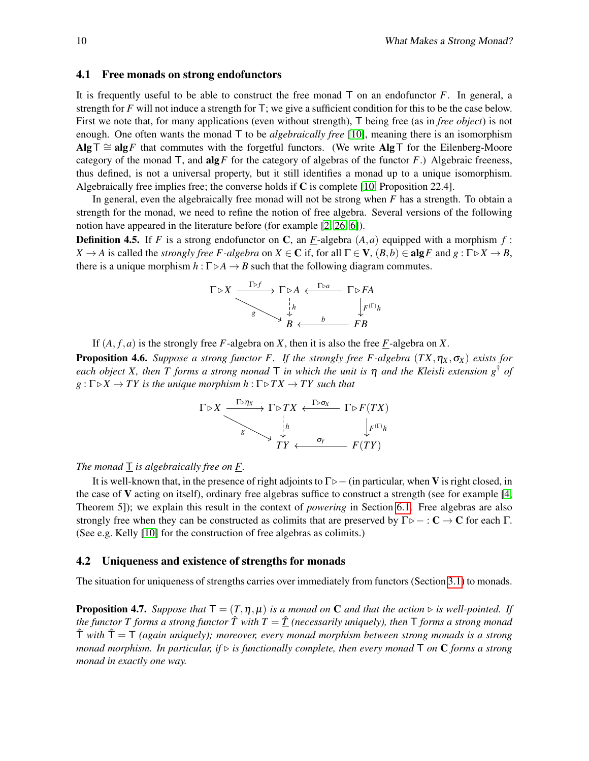### 4.1 Free monads on strong endofunctors

It is frequently useful to be able to construct the free monad $\mathsf{T}$ on an endofunctor $F$. In general, a strength for $F$ will not induce a strength for $\mathsf{T}$; we give a sufficient condition for this to be the case below. First we note that, for many applications (even without strength), $\mathsf{T}$ being free (as in *free object*) is not enough. One often wants the monad $\mathsf{T}$ to be *algebraically free* [10], meaning there is an isomorphism $\mathbf{Alg}\,\mathsf{T} \cong \mathbf{alg}\,F$ that commutes with the forgetful functors. (We write $\mathbf{Alg}\,\mathsf{T}$ for the Eilenberg-Moore category of the monad $\mathsf{T}$, and $\mathbf{alg}\,F$ for the category of algebras of the functor $F$.) Algebraic freeness, thus defined, is not a universal property, but it still identifies a monad up to a unique isomorphism. Algebraically free implies free; the converse holds if $\mathbf{C}$ is complete [10, Proposition 22.4].

In general, even the algebraically free monad will not be strong when $F$ has a strength. To obtain a strength for the monad, we need to refine the notion of free algebra. Several versions of the following notion have appeared in the literature before (for example [2, 26, 6]).

**Definition 4.5.** If $F$ is a strong endofunctor on $\mathbf{C}$, an $\underline{F}$-algebra $(A,a)$ equipped with a morphism $f : X \to A$ is called the *strongly free $F$-algebra* on $X \in \mathbf{C}$ if, for all $\Gamma \in \mathbf{V}$, $(B,b) \in \mathbf{alg}\,\underline{F}$ and $g : \Gamma \triangleright X \to B$, there is a unique morphism $h : \Gamma \triangleright A \to B$ such that the following diagram commutes.

$$\begin{array}{ccccc}
\Gamma \triangleright X & \xrightarrow{\Gamma \triangleright f} & \Gamma \triangleright A & \xleftarrow{\Gamma \triangleright a} & \Gamma \triangleright FA \\
& \searrow^{g} & \downarrow{h} & & \downarrow{F^{(\Gamma)}h} \\
& & B & \xleftarrow{b} & FB
\end{array}$$

If $(A, f, a)$ is the strongly free $F$-algebra on $X$, then it is also the free $\underline{F}$-algebra on $X$.

**Proposition 4.6.** *Suppose a strong functor $F$. If the strongly free $F$-algebra $(TX, \eta_X, \sigma_X)$ exists for each object $X$, then $T$ forms a strong monad $\mathsf{T}$ in which the unit is $\eta$ and the Kleisli extension $g^\dagger$ of $g : \Gamma \triangleright X \to TY$ is the unique morphism $h : \Gamma \triangleright TX \to TY$ such that*

$$\begin{array}{ccccc}
\Gamma \triangleright X & \xrightarrow{\Gamma \triangleright \eta_X} & \Gamma \triangleright TX & \xleftarrow{\Gamma \triangleright \sigma_X} & \Gamma \triangleright F(TX) \\
& \searrow^{g} & \downarrow{h} & & \downarrow{F^{(\Gamma)}h} \\
& & TY & \xleftarrow{\sigma_Y} & F(TY)
\end{array}$$

*The monad $\underline{\mathsf{T}}$ is algebraically free on $\underline{F}$.*

It is well-known that, in the presence of right adjoints to $\Gamma \triangleright -$ (in particular, when $\mathbf{V}$ is right closed, in the case of $\mathbf{V}$ acting on itself), ordinary free algebras suffice to construct a strength (see for example [4, Theorem 5]); we explain this result in the context of *powering* in Section 6.1. Free algebras are also strongly free when they can be constructed as colimits that are preserved by $\Gamma \triangleright - : \mathbf{C} \to \mathbf{C}$ for each $\Gamma$. (See e.g. Kelly [10] for the construction of free algebras as colimits.)

### 4.2 Uniqueness and existence of strengths for monads

The situation for uniqueness of strengths carries over immediately from functors (Section 3.1) to monads.

**Proposition 4.7.** *Suppose that $\mathsf{T} = (T, \eta, \mu)$ is a monad on $\mathbf{C}$ and that the action $\triangleright$ is well-pointed. If the functor $T$ forms a strong functor $\hat{T}$ with $T = \underline{\hat{T}}$ (necessarily uniquely), then $\mathsf{T}$ forms a strong monad $\hat{\mathsf{T}}$ with $\underline{\hat{\mathsf{T}}} = \mathsf{T}$ (again uniquely); moreover, every monad morphism between strong monads is a strong monad morphism. In particular, if $\triangleright$ is functionally complete, then every monad $\mathsf{T}$ on $\mathbf{C}$ forms a strong monad in exactly one way.*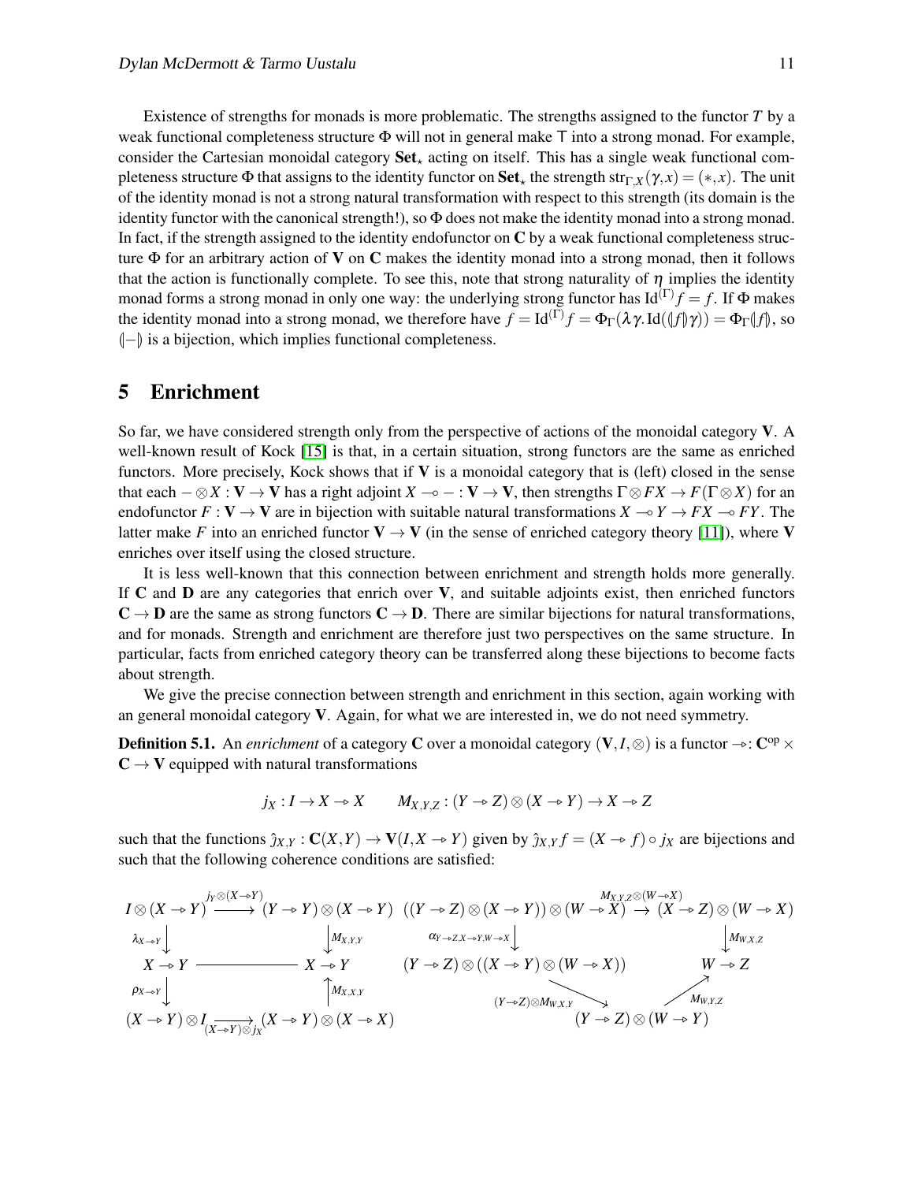Existence of strengths for monads is more problematic. The strengths assigned to the functor $T$ by a weak functional completeness structure $\Phi$ will not in general make $\mathsf{T}$ into a strong monad. For example, consider the Cartesian monoidal category $\mathbf{Set}_\star$ acting on itself. This has a single weak functional completeness structure $\Phi$ that assigns to the identity functor on $\mathbf{Set}_\star$ the strength $\mathrm{str}_{\Gamma,X}(\gamma,x) = (*,x)$. The unit of the identity monad is not a strong natural transformation with respect to this strength (its domain is the identity functor with the canonical strength!), so $\Phi$ does not make the identity monad into a strong monad. In fact, if the strength assigned to the identity endofunctor on $\mathbf{C}$ by a weak functional completeness structure $\Phi$ for an arbitrary action of $\mathbf{V}$ on $\mathbf{C}$ makes the identity monad into a strong monad, then it follows that the action is functionally complete. To see this, note that strong naturality of $\eta$ implies the identity monad forms a strong monad in only one way: the underlying strong functor has $\mathrm{Id}^{(\Gamma)} f = f$. If $\Phi$ makes the identity monad into a strong monad, we therefore have $f = \mathrm{Id}^{(\Gamma)} f = \Phi_\Gamma(\lambda\gamma.\,\mathrm{Id}(\llparenthesis f \rrparenthesis \gamma)) = \Phi_\Gamma \llparenthesis f \rrparenthesis$, so $\llparenthesis - \rrparenthesis$ is a bijection, which implies functional completeness.

## 5 Enrichment

So far, we have considered strength only from the perspective of actions of the monoidal category $\mathbf{V}$. A well-known result of Kock [15] is that, in a certain situation, strong functors are the same as enriched functors. More precisely, Kock shows that if $\mathbf{V}$ is a monoidal category that is (left) closed in the sense that each $- \otimes X : \mathbf{V} \to \mathbf{V}$ has a right adjoint $X \multimap - : \mathbf{V} \to \mathbf{V}$, then strengths $\Gamma \otimes FX \to F(\Gamma \otimes X)$ for an endofunctor $F : \mathbf{V} \to \mathbf{V}$ are in bijection with suitable natural transformations $X \multimap Y \to FX \multimap FY$. The latter make $F$ into an enriched functor $\mathbf{V} \to \mathbf{V}$ (in the sense of enriched category theory [11]), where $\mathbf{V}$ enriches over itself using the closed structure.

It is less well-known that this connection between enrichment and strength holds more generally. If $\mathbf{C}$ and $\mathbf{D}$ are any categories that enrich over $\mathbf{V}$, and suitable adjoints exist, then enriched functors $\mathbf{C} \to \mathbf{D}$ are the same as strong functors $\mathbf{C} \to \mathbf{D}$. There are similar bijections for natural transformations, and for monads. Strength and enrichment are therefore just two perspectives on the same structure. In particular, facts from enriched category theory can be transferred along these bijections to become facts about strength.

We give the precise connection between strength and enrichment in this section, again working with an general monoidal category $\mathbf{V}$. Again, for what we are interested in, we do not need symmetry.

**Definition 5.1.** An *enrichment* of a category $\mathbf{C}$ over a monoidal category $(\mathbf{V}, I, \otimes)$ is a functor $\twoheadrightarrow : \mathbf{C}^{\mathrm{op}} \times \mathbf{C} \to \mathbf{V}$ equipped with natural transformations

$$j_X : I \to X \twoheadrightarrow X \qquad M_{X,Y,Z} : (Y \twoheadrightarrow Z) \otimes (X \twoheadrightarrow Y) \to X \twoheadrightarrow Z$$

such that the functions $\hat{\jmath}_{X,Y} : \mathbf{C}(X,Y) \to \mathbf{V}(I, X \twoheadrightarrow Y)$ given by $\hat{\jmath}_{X,Y} f = (X \twoheadrightarrow f) \circ j_X$ are bijections and such that the following coherence conditions are satisfied:

$$\begin{array}{ccc}
I \otimes (X \twoheadrightarrow Y) & \xrightarrow{j_Y \otimes (X \twoheadrightarrow Y)} & (Y \twoheadrightarrow Y) \otimes (X \twoheadrightarrow Y) \\
\downarrow{\scriptstyle \lambda_{X \twoheadrightarrow Y}} & & \downarrow{\scriptstyle M_{X,Y,Y}} \\
X \twoheadrightarrow Y & = & X \twoheadrightarrow Y \\
\downarrow{\scriptstyle \rho_{X \twoheadrightarrow Y}} & & \uparrow{\scriptstyle M_{X,X,Y}} \\
(X \twoheadrightarrow Y) \otimes I & \xrightarrow{(X \twoheadrightarrow Y) \otimes j_X} & (X \twoheadrightarrow Y) \otimes (X \twoheadrightarrow X)
\end{array}$$

$$\begin{array}{ccc}
((Y \twoheadrightarrow Z) \otimes (X \twoheadrightarrow Y)) \otimes (W \twoheadrightarrow X) & \xrightarrow{M_{X,Y,Z} \otimes (W \twoheadrightarrow X)} & (X \twoheadrightarrow Z) \otimes (W \twoheadrightarrow X) \\
\downarrow{\scriptstyle \alpha_{Y \twoheadrightarrow Z, X \twoheadrightarrow Y, W \twoheadrightarrow X}} & & \downarrow{\scriptstyle M_{W,X,Z}} \\
(Y \twoheadrightarrow Z) \otimes ((X \twoheadrightarrow Y) \otimes (W \twoheadrightarrow X)) & \xrightarrow{(Y \twoheadrightarrow Z) \otimes M_{W,X,Y}} \; (Y \twoheadrightarrow Z) \otimes (W \twoheadrightarrow Y) \; \xrightarrow{M_{W,Y,Z}} & W \twoheadrightarrow Z
\end{array}$$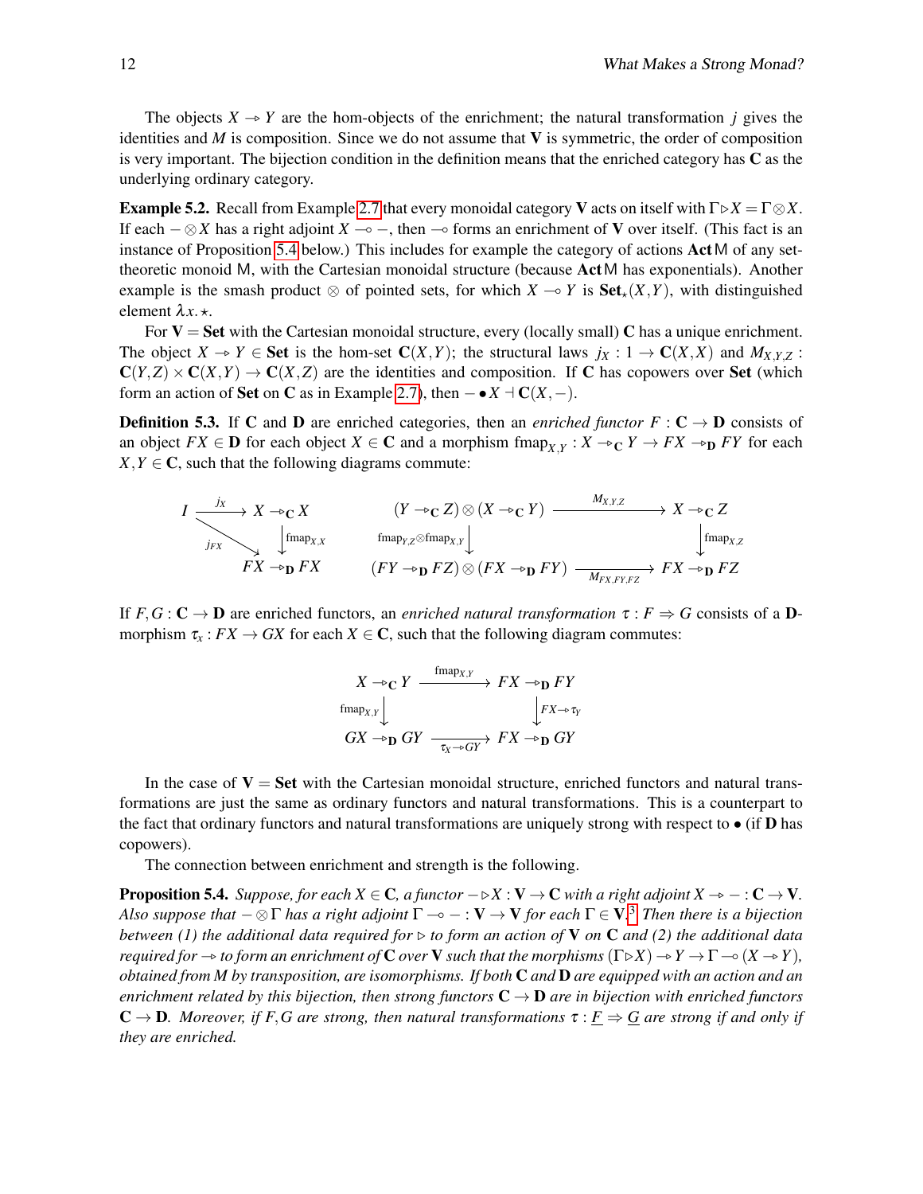The objects $X \twoheadrightarrow Y$ are the hom-objects of the enrichment; the natural transformation $j$ gives the identities and $M$ is composition. Since we do not assume that $\mathbf{V}$ is symmetric, the order of composition is very important. The bijection condition in the definition means that the enriched category has $\mathbf{C}$ as the underlying ordinary category.

**Example 5.2.** Recall from Example 2.7 that every monoidal category $\mathbf{V}$ acts on itself with $\Gamma \triangleright X = \Gamma \otimes X$. If each $- \otimes X$ has a right adjoint $X \multimap -$, then $\multimap$ forms an enrichment of $\mathbf{V}$ over itself. (This fact is an instance of Proposition 5.4 below.) This includes for example the category of actions $\mathbf{Act}\,\mathsf{M}$ of any set-theoretic monoid $\mathsf{M}$, with the Cartesian monoidal structure (because $\mathbf{Act}\,\mathsf{M}$ has exponentials). Another example is the smash product $\otimes$ of pointed sets, for which $X \multimap Y$ is $\mathbf{Set}_\star(X,Y)$, with distinguished element $\lambda x.\star$.

For $\mathbf{V} = \mathbf{Set}$ with the Cartesian monoidal structure, every (locally small) $\mathbf{C}$ has a unique enrichment. The object $X \twoheadrightarrow Y \in \mathbf{Set}$ is the hom-set $\mathbf{C}(X,Y)$; the structural laws $j_X : 1 \to \mathbf{C}(X,X)$ and $M_{X,Y,Z} : \mathbf{C}(Y,Z) \times \mathbf{C}(X,Y) \to \mathbf{C}(X,Z)$ are the identities and composition. If $\mathbf{C}$ has copowers over $\mathbf{Set}$ (which form an action of $\mathbf{Set}$ on $\mathbf{C}$ as in Example 2.7), then $- \bullet X \dashv \mathbf{C}(X,-)$.

**Definition 5.3.** If $\mathbf{C}$ and $\mathbf{D}$ are enriched categories, then an *enriched functor* $F : \mathbf{C} \to \mathbf{D}$ consists of an object $FX \in \mathbf{D}$ for each object $X \in \mathbf{C}$ and a morphism $\mathrm{fmap}_{X,Y} : X \twoheadrightarrow_{\mathbf{C}} Y \to FX \twoheadrightarrow_{\mathbf{D}} FY$ for each $X, Y \in \mathbf{C}$, such that the following diagrams commute:

$$
\begin{array}{ccc}
I & \xrightarrow{j_X} & X \twoheadrightarrow_{\mathbf{C}} X \\
& \searrow^{j_{FX}} & \downarrow{\scriptstyle \mathrm{fmap}_{X,X}} \\
& & FX \twoheadrightarrow_{\mathbf{D}} FX
\end{array}
\qquad
\begin{array}{ccc}
(Y \twoheadrightarrow_{\mathbf{C}} Z) \otimes (X \twoheadrightarrow_{\mathbf{C}} Y) & \xrightarrow{M_{X,Y,Z}} & X \twoheadrightarrow_{\mathbf{C}} Z \\
\downarrow{\scriptstyle \mathrm{fmap}_{Y,Z} \otimes \mathrm{fmap}_{X,Y}} & & \downarrow{\scriptstyle \mathrm{fmap}_{X,Z}} \\
(FY \twoheadrightarrow_{\mathbf{D}} FZ) \otimes (FX \twoheadrightarrow_{\mathbf{D}} FY) & \xrightarrow[M_{FX,FY,FZ}]{} & FX \twoheadrightarrow_{\mathbf{D}} FZ
\end{array}
$$

If $F, G : \mathbf{C} \to \mathbf{D}$ are enriched functors, an *enriched natural transformation* $\tau : F \Rightarrow G$ consists of a $\mathbf{D}$-morphism $\tau_X : FX \to GX$ for each $X \in \mathbf{C}$, such that the following diagram commutes:

$$
\begin{array}{ccc}
X \twoheadrightarrow_{\mathbf{C}} Y & \xrightarrow{\mathrm{fmap}_{X,Y}} & FX \twoheadrightarrow_{\mathbf{D}} FY \\
\downarrow{\scriptstyle \mathrm{fmap}_{X,Y}} & & \downarrow{\scriptstyle FX \twoheadrightarrow \tau_Y} \\
GX \twoheadrightarrow_{\mathbf{D}} GY & \xrightarrow[\tau_X \twoheadrightarrow GY]{} & FX \twoheadrightarrow_{\mathbf{D}} GY
\end{array}
$$

In the case of $\mathbf{V} = \mathbf{Set}$ with the Cartesian monoidal structure, enriched functors and natural transformations are just the same as ordinary functors and natural transformations. This is a counterpart to the fact that ordinary functors and natural transformations are uniquely strong with respect to $\bullet$ (if $\mathbf{D}$ has copowers).

The connection between enrichment and strength is the following.

**Proposition 5.4.** *Suppose, for each $X \in \mathbf{C}$, a functor $- \triangleright X : \mathbf{V} \to \mathbf{C}$ with a right adjoint $X \twoheadrightarrow - : \mathbf{C} \to \mathbf{V}$. Also suppose that $- \otimes \Gamma$ has a right adjoint $\Gamma \multimap - : \mathbf{V} \to \mathbf{V}$ for each $\Gamma \in \mathbf{V}$.*[3] *Then there is a bijection between (1) the additional data required for $\triangleright$ to form an action of $\mathbf{V}$ on $\mathbf{C}$ and (2) the additional data required for $\twoheadrightarrow$ to form an enrichment of $\mathbf{C}$ over $\mathbf{V}$ such that the morphisms $(\Gamma \triangleright X) \twoheadrightarrow Y \to \Gamma \multimap (X \twoheadrightarrow Y)$, obtained from $M$ by transposition, are isomorphisms. If both $\mathbf{C}$ and $\mathbf{D}$ are equipped with an action and an enrichment related by this bijection, then strong functors $\mathbf{C} \to \mathbf{D}$ are in bijection with enriched functors $\mathbf{C} \to \mathbf{D}$. Moreover, if $F, G$ are strong, then natural transformations $\tau : \underline{F} \Rightarrow \underline{G}$ are strong if and only if they are enriched.*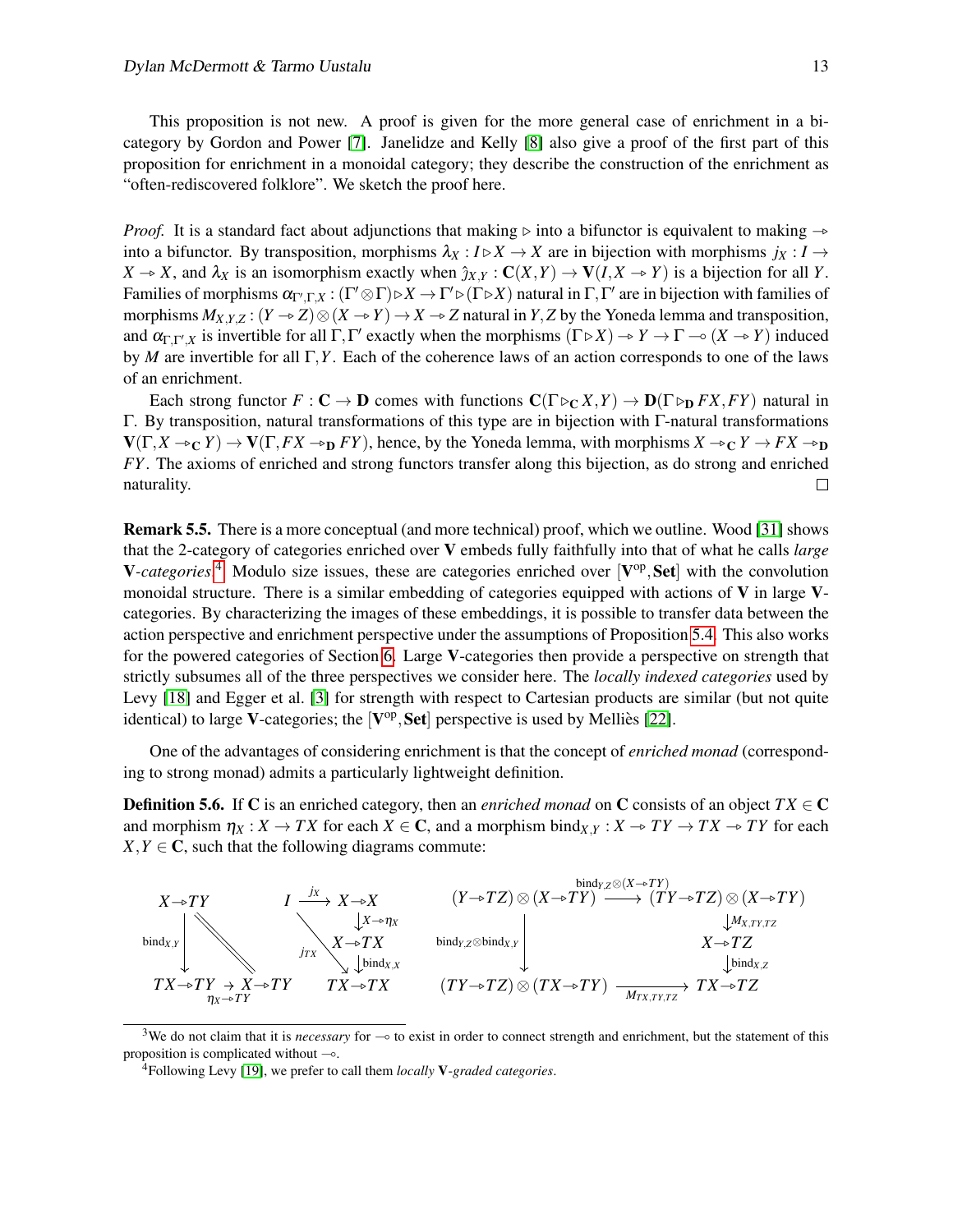This proposition is not new. A proof is given for the more general case of enrichment in a bicategory by Gordon and Power [7]. Janelidze and Kelly [8] also give a proof of the first part of this proposition for enrichment in a monoidal category; they describe the construction of the enrichment as "often-rediscovered folklore". We sketch the proof here.

*Proof.* It is a standard fact about adjunctions that making $\triangleright$ into a bifunctor is equivalent to making $\multimap\!\!\!\!\triangleright$ into a bifunctor. By transposition, morphisms $\lambda_X : I \triangleright X \to X$ are in bijection with morphisms $j_X : I \to X \multimap\!\!\!\triangleright X$, and $\lambda_X$ is an isomorphism exactly when $\hat{\jmath}_{X,Y} : \mathbf{C}(X,Y) \to \mathbf{V}(I, X \multimap\!\!\!\triangleright Y)$ is a bijection for all $Y$. Families of morphisms $\alpha_{\Gamma',\Gamma,X} : (\Gamma' \otimes \Gamma) \triangleright X \to \Gamma' \triangleright (\Gamma \triangleright X)$ natural in $\Gamma, \Gamma'$ are in bijection with families of morphisms $M_{X,Y,Z} : (Y \multimap\!\!\!\triangleright Z) \otimes (X \multimap\!\!\!\triangleright Y) \to X \multimap\!\!\!\triangleright Z$ natural in $Y, Z$ by the Yoneda lemma and transposition, and $\alpha_{\Gamma,\Gamma',X}$ is invertible for all $\Gamma, \Gamma'$ exactly when the morphisms $(\Gamma \triangleright X) \multimap\!\!\!\triangleright Y \to \Gamma \multimap (X \multimap\!\!\!\triangleright Y)$ induced by $M$ are invertible for all $\Gamma, Y$. Each of the coherence laws of an action corresponds to one of the laws of an enrichment.

Each strong functor $F : \mathbf{C} \to \mathbf{D}$ comes with functions $\mathbf{C}(\Gamma \triangleright_{\mathbf{C}} X, Y) \to \mathbf{D}(\Gamma \triangleright_{\mathbf{D}} FX, FY)$ natural in $\Gamma$. By transposition, natural transformations of this type are in bijection with $\Gamma$-natural transformations $\mathbf{V}(\Gamma, X \multimap\!\!\!\triangleright_{\mathbf{C}} Y) \to \mathbf{V}(\Gamma, FX \multimap\!\!\!\triangleright_{\mathbf{D}} FY)$, hence, by the Yoneda lemma, with morphisms $X \multimap\!\!\!\triangleright_{\mathbf{C}} Y \to FX \multimap\!\!\!\triangleright_{\mathbf{D}} FY$. The axioms of enriched and strong functors transfer along this bijection, as do strong and enriched naturality. □

**Remark 5.5.** There is a more conceptual (and more technical) proof, which we outline. Wood [31] shows that the 2-category of categories enriched over $\mathbf{V}$ embeds fully faithfully into that of what he calls *large* $\mathbf{V}$*-categories*.[4] Modulo size issues, these are categories enriched over $[\mathbf{V}^{\mathrm{op}}, \mathbf{Set}]$ with the convolution monoidal structure. There is a similar embedding of categories equipped with actions of $\mathbf{V}$ in large $\mathbf{V}$-categories. By characterizing the images of these embeddings, it is possible to transfer data between the action perspective and enrichment perspective under the assumptions of Proposition 5.4. This also works for the powered categories of Section 6. Large $\mathbf{V}$-categories then provide a perspective on strength that strictly subsumes all of the three perspectives we consider here. The *locally indexed categories* used by Levy [18] and Egger et al. [3] for strength with respect to Cartesian products are similar (but not quite identical) to large $\mathbf{V}$-categories; the $[\mathbf{V}^{\mathrm{op}}, \mathbf{Set}]$ perspective is used by Melliès [22].

One of the advantages of considering enrichment is that the concept of *enriched monad* (corresponding to strong monad) admits a particularly lightweight definition.

**Definition 5.6.** If $\mathbf{C}$ is an enriched category, then an *enriched monad* on $\mathbf{C}$ consists of an object $TX \in \mathbf{C}$ and morphism $\eta_X : X \to TX$ for each $X \in \mathbf{C}$, and a morphism $\mathrm{bind}_{X,Y} : X \multimap\!\!\!\triangleright TY \to TX \multimap\!\!\!\triangleright TY$ for each $X, Y \in \mathbf{C}$, such that the following diagrams commute:

$$
\begin{array}{ccc}
X \multimap\!\!\!\triangleright TY & & \\
\downarrow \mathrm{bind}_{X,Y} & \searrow\!\!\searrow & \\
TX \multimap\!\!\!\triangleright TY & \xrightarrow{\eta_X \multimap\!\!\!\triangleright TY} & X \multimap\!\!\!\triangleright TY
\end{array}
\qquad
\begin{array}{ccc}
I & \xrightarrow{j_X} & X \multimap\!\!\!\triangleright X \\
& \searrow^{j_{TX}} & \downarrow X \multimap\!\!\!\triangleright \eta_X \\
& & X \multimap\!\!\!\triangleright TX \\
& & \downarrow \mathrm{bind}_{X,X} \\
& & TX \multimap\!\!\!\triangleright TX
\end{array}
$$

$$
\begin{array}{ccc}
(Y \multimap\!\!\!\triangleright TZ) \otimes (X \multimap\!\!\!\triangleright TY) & \xrightarrow{\mathrm{bind}_{Y,Z} \otimes (X \multimap\!\!\!\triangleright TY)} & (TY \multimap\!\!\!\triangleright TZ) \otimes (X \multimap\!\!\!\triangleright TY) \\
& & \downarrow M_{X,TY,TZ} \\
\downarrow \mathrm{bind}_{Y,Z} \otimes \mathrm{bind}_{X,Y} & & X \multimap\!\!\!\triangleright TZ \\
& & \downarrow \mathrm{bind}_{X,Z} \\
(TY \multimap\!\!\!\triangleright TZ) \otimes (TX \multimap\!\!\!\triangleright TY) & \xrightarrow{M_{TX,TY,TZ}} & TX \multimap\!\!\!\triangleright TZ
\end{array}
$$

[3] We do not claim that it is *necessary* for $\multimap$ to exist in order to connect strength and enrichment, but the statement of this proposition is complicated without $\multimap$.

[4] Following Levy [19], we prefer to call them *locally* $\mathbf{V}$*-graded categories*.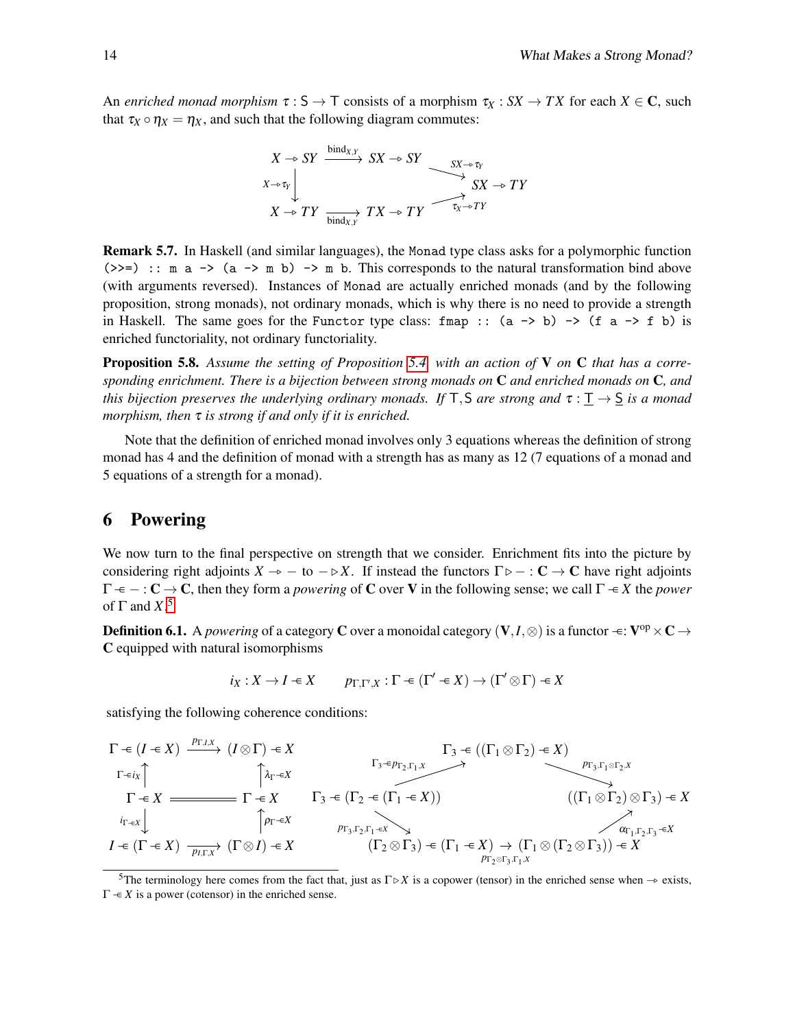An *enriched monad morphism* $\tau : \mathsf{S} \to \mathsf{T}$ consists of a morphism $\tau_X : SX \to TX$ for each $X \in \mathbf{C}$, such that $\tau_X \circ \eta_X = \eta_X$, and such that the following diagram commutes:

$$
\begin{array}{ccccc}
X \multimap SY & \xrightarrow{\mathrm{bind}_{X,Y}} & SX \multimap SY & \xrightarrow{SX \multimap \tau_Y} & SX \multimap TY \\
{\scriptstyle X \multimap \tau_Y} \downarrow & & & & \\
X \multimap TY & \xrightarrow[\mathrm{bind}_{X,Y}]{} & TX \multimap TY & \xrightarrow{\tau_X \multimap TY} & SX \multimap TY
\end{array}
$$

**Remark 5.7.** In Haskell (and similar languages), the `Monad` type class asks for a polymorphic function `(>>=) :: m a -> (a -> m b) -> m b`. This corresponds to the natural transformation bind above (with arguments reversed). Instances of `Monad` are actually enriched monads (and by the following proposition, strong monads), not ordinary monads, which is why there is no need to provide a strength in Haskell. The same goes for the `Functor` type class: `fmap :: (a -> b) -> (f a -> f b)` is enriched functoriality, not ordinary functoriality.

**Proposition 5.8.** *Assume the setting of Proposition 5.4 with an action of* $\mathbf{V}$ *on* $\mathbf{C}$ *that has a corresponding enrichment. There is a bijection between strong monads on* $\mathbf{C}$ *and enriched monads on* $\mathbf{C}$*, and this bijection preserves the underlying ordinary monads. If* $\mathsf{T}, \mathsf{S}$ *are strong and* $\tau : \underline{\mathsf{T}} \to \underline{\mathsf{S}}$ *is a monad morphism, then* $\tau$ *is strong if and only if it is enriched.*

Note that the definition of enriched monad involves only 3 equations whereas the definition of strong monad has 4 and the definition of monad with a strength has as many as 12 (7 equations of a monad and 5 equations of a strength for a monad).

## 6 Powering

We now turn to the final perspective on strength that we consider. Enrichment fits into the picture by considering right adjoints $X \multimap -$ to $- \triangleright X$. If instead the functors $\Gamma \triangleright - : \mathbf{C} \to \mathbf{C}$ have right adjoints $\Gamma \multimap - : \mathbf{C} \to \mathbf{C}$, then they form a *powering* of $\mathbf{C}$ over $\mathbf{V}$ in the following sense; we call $\Gamma \multimap X$ the *power* of $\Gamma$ and $X$.[5]

**Definition 6.1.** A *powering* of a category $\mathbf{C}$ over a monoidal category $(\mathbf{V}, I, \otimes)$ is a functor $\multimap : \mathbf{V}^{\mathrm{op}} \times \mathbf{C} \to \mathbf{C}$ equipped with natural isomorphisms

$$
i_X : X \to I \multimap X \qquad p_{\Gamma,\Gamma',X} : \Gamma \multimap (\Gamma' \multimap X) \to (\Gamma' \otimes \Gamma) \multimap X
$$

satisfying the following coherence conditions:

$$
\begin{array}{ccc}
\Gamma \multimap (I \multimap X) & \xrightarrow{p_{\Gamma,I,X}} & (I \otimes \Gamma) \multimap X \\
{\scriptstyle \Gamma \multimap i_X} \uparrow & & \uparrow {\scriptstyle \lambda_\Gamma \multimap X} \\
\Gamma \multimap X & = & \Gamma \multimap X \\
{\scriptstyle i_{\Gamma \multimap X}} \downarrow & & \uparrow {\scriptstyle \rho_\Gamma \multimap X} \\
I \multimap (\Gamma \multimap X) & \xrightarrow[p_{I,\Gamma,X}]{} & (\Gamma \otimes I) \multimap X
\end{array}
$$

$$
\begin{array}{c}
\Gamma_3 \multimap (\Gamma_2 \multimap (\Gamma_1 \multimap X)) \xrightarrow{\Gamma_3 \multimap p_{\Gamma_2,\Gamma_1,X}} \Gamma_3 \multimap ((\Gamma_1 \otimes \Gamma_2) \multimap X) \xrightarrow{p_{\Gamma_3,\Gamma_1 \otimes \Gamma_2,X}} ((\Gamma_1 \otimes \Gamma_2) \otimes \Gamma_3) \multimap X \\
\Gamma_3 \multimap (\Gamma_2 \multimap (\Gamma_1 \multimap X)) \xrightarrow{p_{\Gamma_3,\Gamma_2,\Gamma_1 \multimap X}} (\Gamma_2 \otimes \Gamma_3) \multimap (\Gamma_1 \multimap X) \xrightarrow{p_{\Gamma_2 \otimes \Gamma_3,\Gamma_1,X}} (\Gamma_1 \otimes (\Gamma_2 \otimes \Gamma_3)) \multimap X \xrightarrow{\alpha_{\Gamma_1,\Gamma_2,\Gamma_3} \multimap X} ((\Gamma_1 \otimes \Gamma_2) \otimes \Gamma_3) \multimap X
\end{array}
$$

[5] The terminology here comes from the fact that, just as $\Gamma \triangleright X$ is a copower (tensor) in the enriched sense when $\multimap$ exists, $\Gamma \multimap X$ is a power (cotensor) in the enriched sense.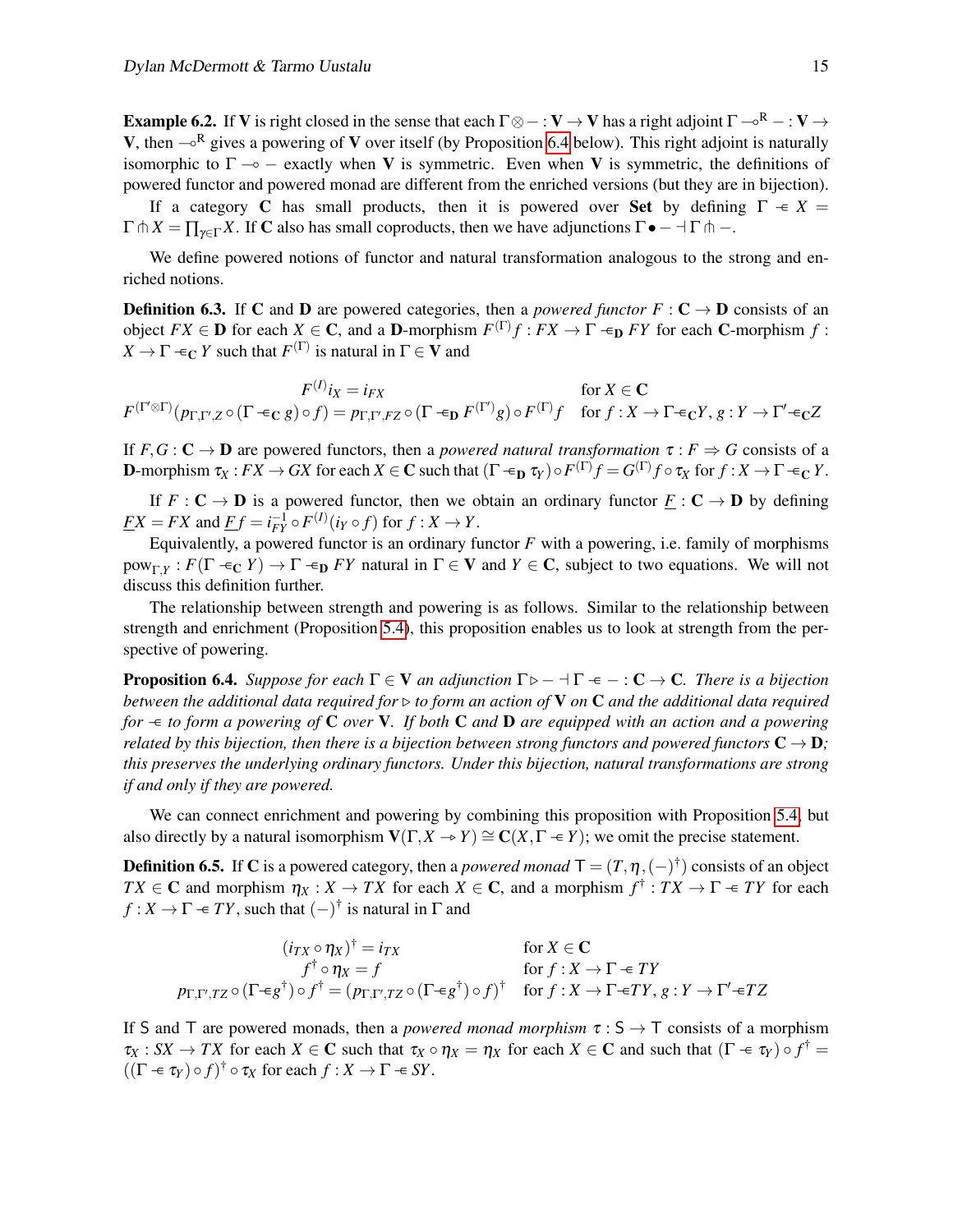**Example 6.2.** If $\mathbf{V}$ is right closed in the sense that each $\Gamma \otimes - : \mathbf{V} \to \mathbf{V}$ has a right adjoint $\Gamma \multimap^{\mathrm{R}} - : \mathbf{V} \to \mathbf{V}$, then $\multimap^{\mathrm{R}}$ gives a powering of $\mathbf{V}$ over itself (by Proposition 6.4 below). This right adjoint is naturally isomorphic to $\Gamma \multimap -$ exactly when $\mathbf{V}$ is symmetric. Even when $\mathbf{V}$ is symmetric, the definitions of powered functor and powered monad are different from the enriched versions (but they are in bijection).

If a category $\mathbf{C}$ has small products, then it is powered over **Set** by defining $\Gamma \multimap\!\!\in X = \Gamma \pitchfork X = \prod_{\gamma \in \Gamma} X$. If $\mathbf{C}$ also has small coproducts, then we have adjunctions $\Gamma \bullet - \dashv \Gamma \pitchfork -$.

We define powered notions of functor and natural transformation analogous to the strong and enriched notions.

**Definition 6.3.** If $\mathbf{C}$ and $\mathbf{D}$ are powered categories, then a *powered functor* $F : \mathbf{C} \to \mathbf{D}$ consists of an object $FX \in \mathbf{D}$ for each $X \in \mathbf{C}$, and a $\mathbf{D}$-morphism $F^{(\Gamma)} f : FX \to \Gamma \multimap\!\!\in_{\mathbf{D}} FY$ for each $\mathbf{C}$-morphism $f : X \to \Gamma \multimap\!\!\in_{\mathbf{C}} Y$ such that $F^{(\Gamma)}$ is natural in $\Gamma \in \mathbf{V}$ and

$$
\begin{array}{ll}
F^{(I)} i_X = i_{FX} & \text{for } X \in \mathbf{C} \\
F^{(\Gamma' \otimes \Gamma)}(p_{\Gamma,\Gamma',Z} \circ (\Gamma \multimap\!\!\in_{\mathbf{C}} g) \circ f) = p_{\Gamma,\Gamma',FZ} \circ (\Gamma \multimap\!\!\in_{\mathbf{D}} F^{(\Gamma')} g) \circ F^{(\Gamma)} f & \text{for } f : X \to \Gamma \multimap\!\!\in_{\mathbf{C}} Y,\, g : Y \to \Gamma' \multimap\!\!\in_{\mathbf{C}} Z
\end{array}
$$

If $F, G : \mathbf{C} \to \mathbf{D}$ are powered functors, then a *powered natural transformation* $\tau : F \Rightarrow G$ consists of a $\mathbf{D}$-morphism $\tau_X : FX \to GX$ for each $X \in \mathbf{C}$ such that $(\Gamma \multimap\!\!\in_{\mathbf{D}} \tau_Y) \circ F^{(\Gamma)} f = G^{(\Gamma)} f \circ \tau_X$ for $f : X \to \Gamma \multimap\!\!\in_{\mathbf{C}} Y$.

If $F : \mathbf{C} \to \mathbf{D}$ is a powered functor, then we obtain an ordinary functor $\underline{F} : \mathbf{C} \to \mathbf{D}$ by defining $\underline{F} X = FX$ and $\underline{F} f = i_{FY}^{-1} \circ F^{(I)}(i_Y \circ f)$ for $f : X \to Y$.

Equivalently, a powered functor is an ordinary functor $F$ with a powering, i.e. family of morphisms $\mathrm{pow}_{\Gamma,Y} : F(\Gamma \multimap\!\!\in_{\mathbf{C}} Y) \to \Gamma \multimap\!\!\in_{\mathbf{D}} FY$ natural in $\Gamma \in \mathbf{V}$ and $Y \in \mathbf{C}$, subject to two equations. We will not discuss this definition further.

The relationship between strength and powering is as follows. Similar to the relationship between strength and enrichment (Proposition 5.4), this proposition enables us to look at strength from the perspective of powering.

**Proposition 6.4.** *Suppose for each $\Gamma \in \mathbf{V}$ an adjunction $\Gamma \triangleright - \dashv \Gamma \multimap\!\!\in - : \mathbf{C} \to \mathbf{C}$. There is a bijection between the additional data required for $\triangleright$ to form an action of $\mathbf{V}$ on $\mathbf{C}$ and the additional data required for $\multimap\!\!\in$ to form a powering of $\mathbf{C}$ over $\mathbf{V}$. If both $\mathbf{C}$ and $\mathbf{D}$ are equipped with an action and a powering related by this bijection, then there is a bijection between strong functors and powered functors $\mathbf{C} \to \mathbf{D}$; this preserves the underlying ordinary functors. Under this bijection, natural transformations are strong if and only if they are powered.*

We can connect enrichment and powering by combining this proposition with Proposition 5.4, but also directly by a natural isomorphism $\mathbf{V}(\Gamma, X \multimap\!\!\!\triangleright Y) \cong \mathbf{C}(X, \Gamma \multimap\!\!\in Y)$; we omit the precise statement.

**Definition 6.5.** If $\mathbf{C}$ is a powered category, then a *powered monad* $\mathsf{T} = (T, \eta, (-)^\dagger)$ consists of an object $TX \in \mathbf{C}$ and morphism $\eta_X : X \to TX$ for each $X \in \mathbf{C}$, and a morphism $f^\dagger : TX \to \Gamma \multimap\!\!\in TY$ for each $f : X \to \Gamma \multimap\!\!\in TY$, such that $(-)^\dagger$ is natural in $\Gamma$ and

$$
\begin{array}{ll}
(i_{TX} \circ \eta_X)^\dagger = i_{TX} & \text{for } X \in \mathbf{C} \\
f^\dagger \circ \eta_X = f & \text{for } f : X \to \Gamma \multimap\!\!\in TY \\
p_{\Gamma,\Gamma',TZ} \circ (\Gamma \multimap\!\!\in g^\dagger) \circ f^\dagger = (p_{\Gamma,\Gamma',TZ} \circ (\Gamma \multimap\!\!\in g^\dagger) \circ f)^\dagger & \text{for } f : X \to \Gamma \multimap\!\!\in TY,\, g : Y \to \Gamma' \multimap\!\!\in TZ
\end{array}
$$

If $\mathsf{S}$ and $\mathsf{T}$ are powered monads, then a *powered monad morphism* $\tau : \mathsf{S} \to \mathsf{T}$ consists of a morphism $\tau_X : SX \to TX$ for each $X \in \mathbf{C}$ such that $\tau_X \circ \eta_X = \eta_X$ for each $X \in \mathbf{C}$ and such that $(\Gamma \multimap\!\!\in \tau_Y) \circ f^\dagger = ((\Gamma \multimap\!\!\in \tau_Y) \circ f)^\dagger \circ \tau_X$ for each $f : X \to \Gamma \multimap\!\!\in SY$.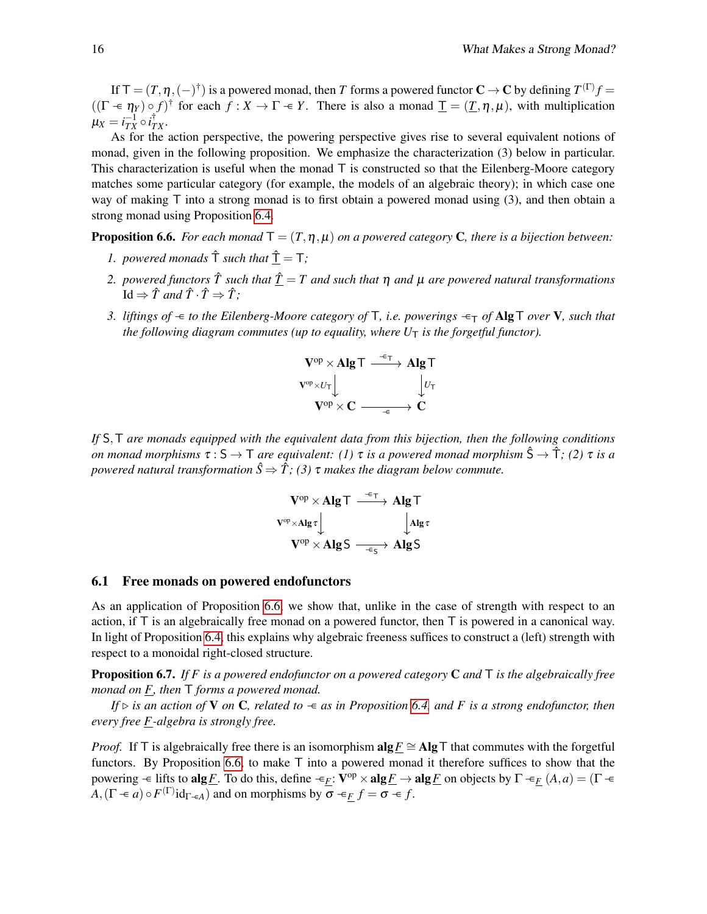If $\mathsf{T} = (T, \eta, (-)^\dagger)$ is a powered monad, then $T$ forms a powered functor $\mathbf{C} \to \mathbf{C}$ by defining $T^{(\Gamma)} f = ((\Gamma \pitchfork \eta_Y) \circ f)^\dagger$ for each $f : X \to \Gamma \pitchfork Y$. There is also a monad $\underline{\mathsf{T}} = (\underline{T}, \eta, \mu)$, with multiplication $\mu_X = i_{TX}^{-1} \circ i_{TX}^\dagger$.

As for the action perspective, the powering perspective gives rise to several equivalent notions of monad, given in the following proposition. We emphasize the characterization (3) below in particular. This characterization is useful when the monad $\mathsf{T}$ is constructed so that the Eilenberg-Moore category matches some particular category (for example, the models of an algebraic theory); in which case one way of making $\mathsf{T}$ into a strong monad is to first obtain a powered monad using (3), and then obtain a strong monad using Proposition 6.4.

**Proposition 6.6.** *For each monad $\mathsf{T} = (T, \eta, \mu)$ on a powered category $\mathbf{C}$, there is a bijection between:*

1. *powered monads $\hat{\mathsf{T}}$ such that $\underline{\hat{\mathsf{T}}} = \mathsf{T}$;*
2. *powered functors $\hat{T}$ such that $\underline{\hat{T}} = T$ and such that $\eta$ and $\mu$ are powered natural transformations $\mathrm{Id} \Rightarrow \hat{T}$ and $\hat{T} \cdot \hat{T} \Rightarrow \hat{T}$;*
3. *liftings of $\pitchfork$ to the Eilenberg-Moore category of $\mathsf{T}$, i.e. powerings $\pitchfork_{\mathsf{T}}$ of $\mathbf{Alg}\,\mathsf{T}$ over $\mathbf{V}$, such that the following diagram commutes (up to equality, where $U_{\mathsf{T}}$ is the forgetful functor).*

$$\begin{array}{ccc}
\mathbf{V}^{\mathrm{op}} \times \mathbf{Alg}\,\mathsf{T} & \xrightarrow{\pitchfork_{\mathsf{T}}} & \mathbf{Alg}\,\mathsf{T} \\
{\scriptstyle \mathbf{V}^{\mathrm{op}} \times U_{\mathsf{T}}} \downarrow & & \downarrow {\scriptstyle U_{\mathsf{T}}} \\
\mathbf{V}^{\mathrm{op}} \times \mathbf{C} & \xrightarrow[\pitchfork]{} & \mathbf{C}
\end{array}$$

*If $\mathsf{S}, \mathsf{T}$ are monads equipped with the equivalent data from this bijection, then the following conditions on monad morphisms $\tau : \mathsf{S} \to \mathsf{T}$ are equivalent: (1) $\tau$ is a powered monad morphism $\hat{\mathsf{S}} \to \hat{\mathsf{T}}$; (2) $\tau$ is a powered natural transformation $\hat{S} \Rightarrow \hat{T}$; (3) $\tau$ makes the diagram below commute.*

$$\begin{array}{ccc}
\mathbf{V}^{\mathrm{op}} \times \mathbf{Alg}\,\mathsf{T} & \xrightarrow{\pitchfork_{\mathsf{T}}} & \mathbf{Alg}\,\mathsf{T} \\
{\scriptstyle \mathbf{V}^{\mathrm{op}} \times \mathbf{Alg}\,\tau} \downarrow & & \downarrow {\scriptstyle \mathbf{Alg}\,\tau} \\
\mathbf{V}^{\mathrm{op}} \times \mathbf{Alg}\,\mathsf{S} & \xrightarrow[\pitchfork_{\mathsf{S}}]{} & \mathbf{Alg}\,\mathsf{S}
\end{array}$$

## 6.1 Free monads on powered endofunctors

As an application of Proposition 6.6, we show that, unlike in the case of strength with respect to an action, if $\mathsf{T}$ is an algebraically free monad on a powered functor, then $\mathsf{T}$ is powered in a canonical way. In light of Proposition 6.4, this explains why algebraic freeness suffices to construct a (left) strength with respect to a monoidal right-closed structure.

**Proposition 6.7.** *If $F$ is a powered endofunctor on a powered category $\mathbf{C}$ and $\mathsf{T}$ is the algebraically free monad on $\underline{F}$, then $\mathsf{T}$ forms a powered monad.*

*If $\triangleright$ is an action of $\mathbf{V}$ on $\mathbf{C}$, related to $\pitchfork$ as in Proposition 6.4, and $F$ is a strong endofunctor, then every free $\underline{F}$-algebra is strongly free.*

*Proof.* If $\mathsf{T}$ is algebraically free there is an isomorphism $\mathbf{alg}\,\underline{F} \cong \mathbf{Alg}\,\mathsf{T}$ that commutes with the forgetful functors. By Proposition 6.6, to make $\mathsf{T}$ into a powered monad it therefore suffices to show that the powering $\pitchfork$ lifts to $\mathbf{alg}\,\underline{F}$. To do this, define $\pitchfork_{\underline{F}} \colon \mathbf{V}^{\mathrm{op}} \times \mathbf{alg}\,\underline{F} \to \mathbf{alg}\,\underline{F}$ on objects by $\Gamma \pitchfork_{\underline{F}} (A, a) = (\Gamma \pitchfork A, (\Gamma \pitchfork a) \circ F^{(\Gamma)} \mathrm{id}_{\Gamma \pitchfork A})$ and on morphisms by $\sigma \pitchfork_{\underline{F}} f = \sigma \pitchfork f$.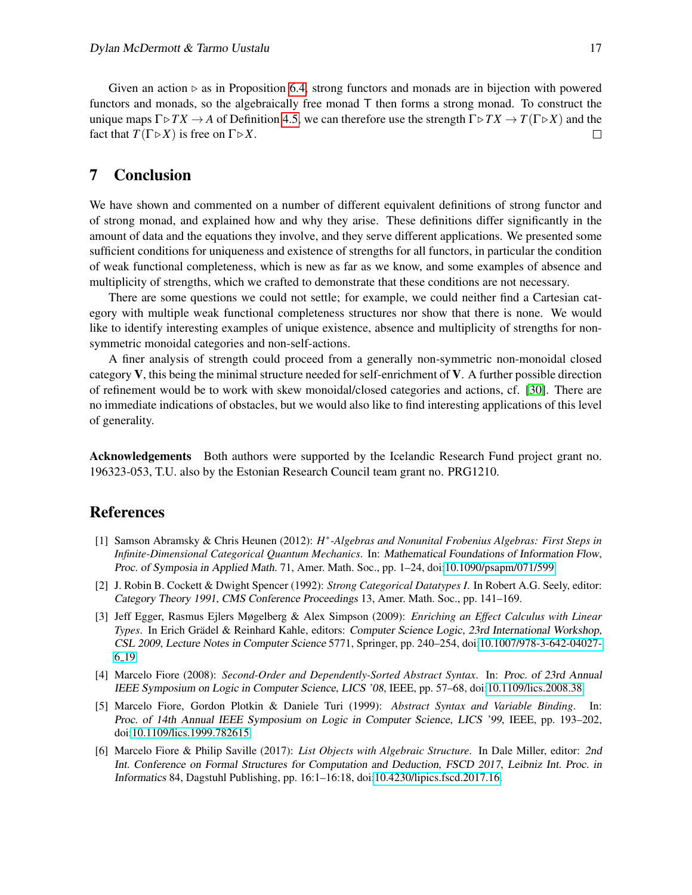Given an action $\triangleright$ as in Proposition 6.4, strong functors and monads are in bijection with powered functors and monads, so the algebraically free monad $\mathsf{T}$ then forms a strong monad. To construct the unique maps $\Gamma \triangleright TX \to A$ of Definition 4.5, we can therefore use the strength $\Gamma \triangleright TX \to T(\Gamma \triangleright X)$ and the fact that $T(\Gamma \triangleright X)$ is free on $\Gamma \triangleright X$. □

## 7 Conclusion

We have shown and commented on a number of different equivalent definitions of strong functor and of strong monad, and explained how and why they arise. These definitions differ significantly in the amount of data and the equations they involve, and they serve different applications. We presented some sufficient conditions for uniqueness and existence of strengths for all functors, in particular the condition of weak functional completeness, which is new as far as we know, and some examples of absence and multiplicity of strengths, which we crafted to demonstrate that these conditions are not necessary.

There are some questions we could not settle; for example, we could neither find a Cartesian category with multiple weak functional completeness structures nor show that there is none. We would like to identify interesting examples of unique existence, absence and multiplicity of strengths for non-symmetric monoidal categories and non-self-actions.

A finer analysis of strength could proceed from a generally non-symmetric non-monoidal closed category $\mathbf{V}$, this being the minimal structure needed for self-enrichment of $\mathbf{V}$. A further possible direction of refinement would be to work with skew monoidal/closed categories and actions, cf. [30]. There are no immediate indications of obstacles, but we would also like to find interesting applications of this level of generality.

**Acknowledgements** Both authors were supported by the Icelandic Research Fund project grant no. 196323-053, T.U. also by the Estonian Research Council team grant no. PRG1210.

## References

[1] Samson Abramsky & Chris Heunen (2012): *$H^*$-Algebras and Nonunital Frobenius Algebras: First Steps in Infinite-Dimensional Categorical Quantum Mechanics*. In: Mathematical Foundations of Information Flow, Proc. of Symposia in Applied Math. 71, Amer. Math. Soc., pp. 1–24, doi:10.1090/psapm/071/599.

[2] J. Robin B. Cockett & Dwight Spencer (1992): *Strong Categorical Datatypes I*. In Robert A.G. Seely, editor: Category Theory 1991, CMS Conference Proceedings 13, Amer. Math. Soc., pp. 141–169.

[3] Jeff Egger, Rasmus Ejlers Møgelberg & Alex Simpson (2009): *Enriching an Effect Calculus with Linear Types*. In Erich Grädel & Reinhard Kahle, editors: Computer Science Logic, 23rd International Workshop, CSL 2009, Lecture Notes in Computer Science 5771, Springer, pp. 240–254, doi:10.1007/978-3-642-04027-6_19.

[4] Marcelo Fiore (2008): *Second-Order and Dependently-Sorted Abstract Syntax*. In: Proc. of 23rd Annual IEEE Symposium on Logic in Computer Science, LICS '08, IEEE, pp. 57–68, doi:10.1109/lics.2008.38.

[5] Marcelo Fiore, Gordon Plotkin & Daniele Turi (1999): *Abstract Syntax and Variable Binding*. In: Proc. of 14th Annual IEEE Symposium on Logic in Computer Science, LICS '99, IEEE, pp. 193–202, doi:10.1109/lics.1999.782615.

[6] Marcelo Fiore & Philip Saville (2017): *List Objects with Algebraic Structure*. In Dale Miller, editor: 2nd Int. Conference on Formal Structures for Computation and Deduction, FSCD 2017, Leibniz Int. Proc. in Informatics 84, Dagstuhl Publishing, pp. 16:1–16:18, doi:10.4230/lipics.fscd.2017.16.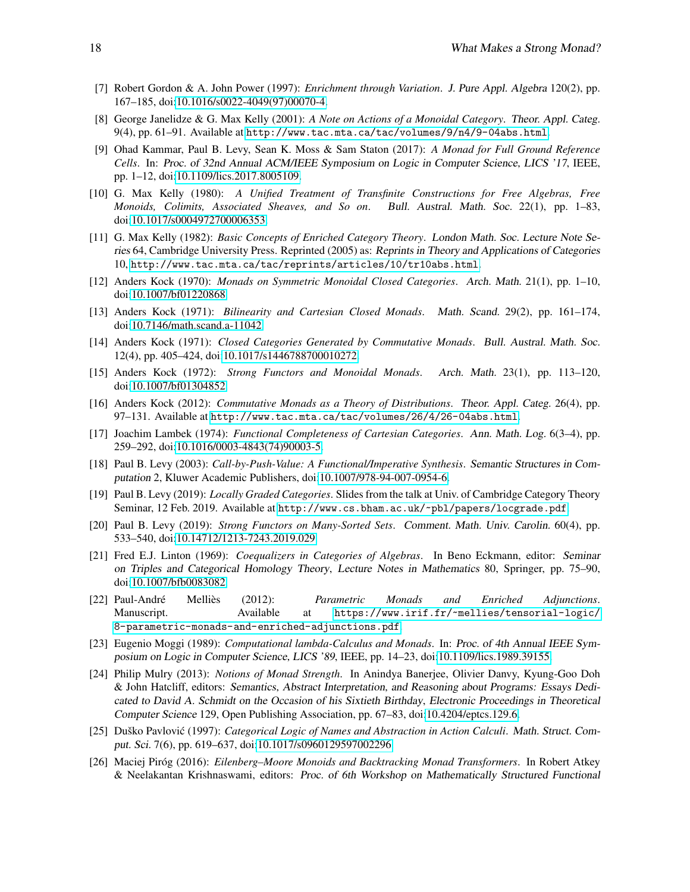[7] Robert Gordon & A. John Power (1997): *Enrichment through Variation*. J. Pure Appl. Algebra 120(2), pp. 167–185, doi:10.1016/s0022-4049(97)00070-4.

[8] George Janelidze & G. Max Kelly (2001): *A Note on Actions of a Monoidal Category*. Theor. Appl. Categ. 9(4), pp. 61–91. Available at http://www.tac.mta.ca/tac/volumes/9/n4/9-04abs.html.

[9] Ohad Kammar, Paul B. Levy, Sean K. Moss & Sam Staton (2017): *A Monad for Full Ground Reference Cells*. In: Proc. of 32nd Annual ACM/IEEE Symposium on Logic in Computer Science, LICS '17, IEEE, pp. 1–12, doi:10.1109/lics.2017.8005109.

[10] G. Max Kelly (1980): *A Unified Treatment of Transfinite Constructions for Free Algebras, Free Monoids, Colimits, Associated Sheaves, and So on*. Bull. Austral. Math. Soc. 22(1), pp. 1–83, doi:10.1017/s0004972700006353.

[11] G. Max Kelly (1982): *Basic Concepts of Enriched Category Theory*. London Math. Soc. Lecture Note Series 64, Cambridge University Press. Reprinted (2005) as: Reprints in Theory and Applications of Categories 10, http://www.tac.mta.ca/tac/reprints/articles/10/tr10abs.html.

[12] Anders Kock (1970): *Monads on Symmetric Monoidal Closed Categories*. Arch. Math. 21(1), pp. 1–10, doi:10.1007/bf01220868.

[13] Anders Kock (1971): *Bilinearity and Cartesian Closed Monads*. Math. Scand. 29(2), pp. 161–174, doi:10.7146/math.scand.a-11042.

[14] Anders Kock (1971): *Closed Categories Generated by Commutative Monads*. Bull. Austral. Math. Soc. 12(4), pp. 405–424, doi:10.1017/s1446788700010272.

[15] Anders Kock (1972): *Strong Functors and Monoidal Monads*. Arch. Math. 23(1), pp. 113–120, doi:10.1007/bf01304852.

[16] Anders Kock (2012): *Commutative Monads as a Theory of Distributions*. Theor. Appl. Categ. 26(4), pp. 97–131. Available at http://www.tac.mta.ca/tac/volumes/26/4/26-04abs.html.

[17] Joachim Lambek (1974): *Functional Completeness of Cartesian Categories*. Ann. Math. Log. 6(3–4), pp. 259–292, doi:10.1016/0003-4843(74)90003-5.

[18] Paul B. Levy (2003): *Call-by-Push-Value: A Functional/Imperative Synthesis*. Semantic Structures in Computation 2, Kluwer Academic Publishers, doi:10.1007/978-94-007-0954-6.

[19] Paul B. Levy (2019): *Locally Graded Categories*. Slides from the talk at Univ. of Cambridge Category Theory Seminar, 12 Feb. 2019. Available at http://www.cs.bham.ac.uk/~pbl/papers/locgrade.pdf.

[20] Paul B. Levy (2019): *Strong Functors on Many-Sorted Sets*. Comment. Math. Univ. Carolin. 60(4), pp. 533–540, doi:10.14712/1213-7243.2019.029.

[21] Fred E.J. Linton (1969): *Coequalizers in Categories of Algebras*. In Beno Eckmann, editor: Seminar on Triples and Categorical Homology Theory, Lecture Notes in Mathematics 80, Springer, pp. 75–90, doi:10.1007/bfb0083082.

[22] Paul-André Melliès (2012): *Parametric Monads and Enriched Adjunctions*. Manuscript. Available at https://www.irif.fr/~mellies/tensorial-logic/8-parametric-monads-and-enriched-adjunctions.pdf.

[23] Eugenio Moggi (1989): *Computational lambda-Calculus and Monads*. In: Proc. of 4th Annual IEEE Symposium on Logic in Computer Science, LICS '89, IEEE, pp. 14–23, doi:10.1109/lics.1989.39155.

[24] Philip Mulry (2013): *Notions of Monad Strength*. In Anindya Banerjee, Olivier Danvy, Kyung-Goo Doh & John Hatcliff, editors: Semantics, Abstract Interpretation, and Reasoning about Programs: Essays Dedicated to David A. Schmidt on the Occasion of his Sixtieth Birthday, Electronic Proceedings in Theoretical Computer Science 129, Open Publishing Association, pp. 67–83, doi:10.4204/eptcs.129.6.

[25] Duško Pavlović (1997): *Categorical Logic of Names and Abstraction in Action Calculi*. Math. Struct. Comput. Sci. 7(6), pp. 619–637, doi:10.1017/s0960129597002296.

[26] Maciej Piróg (2016): *Eilenberg–Moore Monoids and Backtracking Monad Transformers*. In Robert Atkey & Neelakantan Krishnaswami, editors: Proc. of 6th Workshop on Mathematically Structured Functional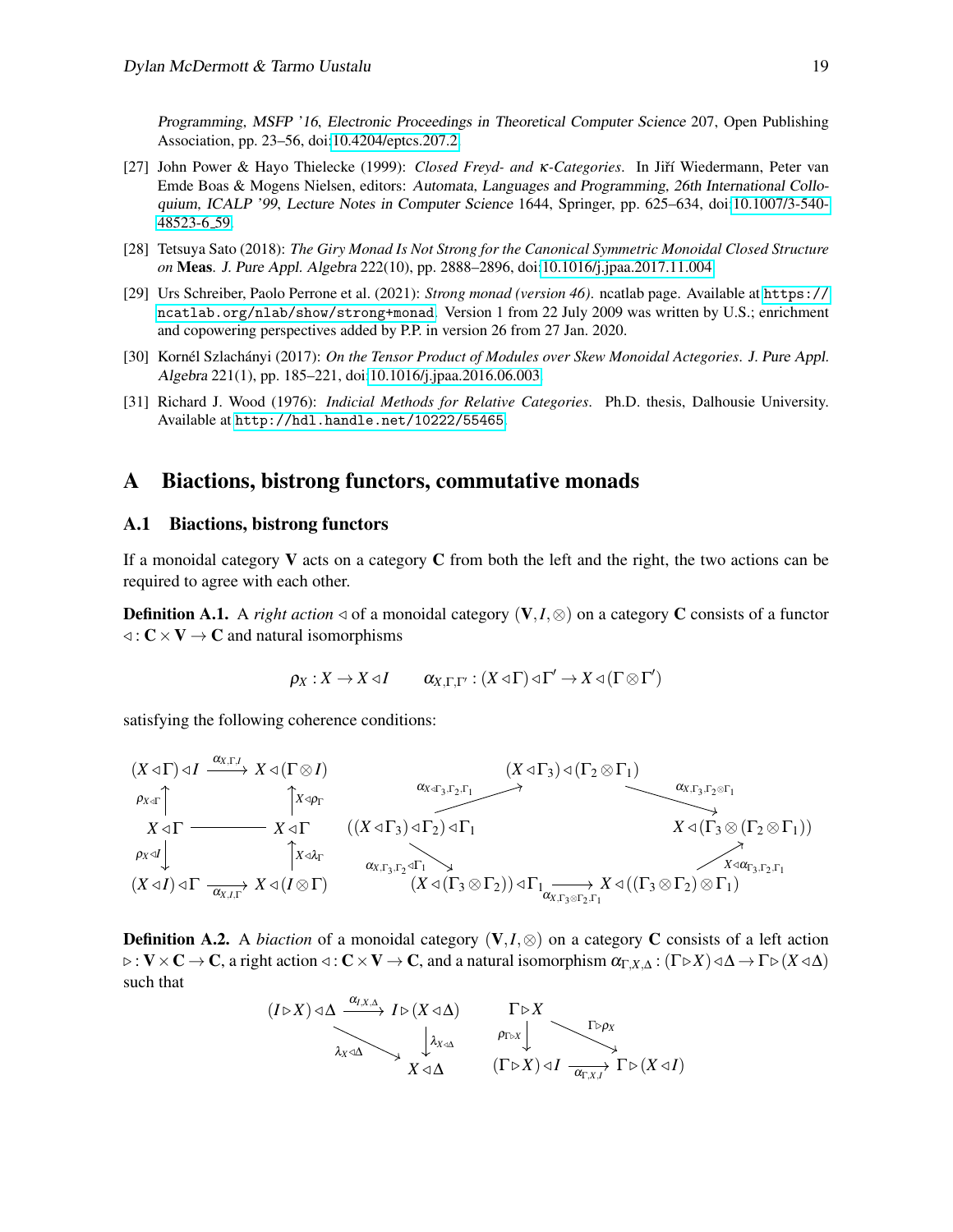Programming, MSFP '16, Electronic Proceedings in Theoretical Computer Science 207, Open Publishing Association, pp. 23–56, doi:10.4204/eptcs.207.2.

[27] John Power & Hayo Thielecke (1999): *Closed Freyd- and κ-Categories*. In Jiří Wiedermann, Peter van Emde Boas & Mogens Nielsen, editors: *Automata, Languages and Programming, 26th International Colloquium, ICALP '99*, *Lecture Notes in Computer Science* 1644, Springer, pp. 625–634, doi:10.1007/3-540-48523-6_59.

[28] Tetsuya Sato (2018): *The Giry Monad Is Not Strong for the Canonical Symmetric Monoidal Closed Structure on* **Meas**. *J. Pure Appl. Algebra* 222(10), pp. 2888–2896, doi:10.1016/j.jpaa.2017.11.004.

[29] Urs Schreiber, Paolo Perrone et al. (2021): *Strong monad (version 46)*. ncatlab page. Available at https://ncatlab.org/nlab/show/strong+monad. Version 1 from 22 July 2009 was written by U.S.; enrichment and copowering perspectives added by P.P. in version 26 from 27 Jan. 2020.

[30] Kornél Szlachányi (2017): *On the Tensor Product of Modules over Skew Monoidal Actegories*. *J. Pure Appl. Algebra* 221(1), pp. 185–221, doi:10.1016/j.jpaa.2016.06.003.

[31] Richard J. Wood (1976): *Indicial Methods for Relative Categories*. Ph.D. thesis, Dalhousie University. Available at http://hdl.handle.net/10222/55465.

# A Biactions, bistrong functors, commutative monads

## A.1 Biactions, bistrong functors

If a monoidal category $\mathbf{V}$ acts on a category $\mathbf{C}$ from both the left and the right, the two actions can be required to agree with each other.

**Definition A.1.** A *right action* $\triangleleft$ of a monoidal category $(\mathbf{V}, I, \otimes)$ on a category $\mathbf{C}$ consists of a functor $\triangleleft : \mathbf{C} \times \mathbf{V} \to \mathbf{C}$ and natural isomorphisms

$$\rho_X : X \to X \triangleleft I \qquad \alpha_{X,\Gamma,\Gamma'} : (X \triangleleft \Gamma) \triangleleft \Gamma' \to X \triangleleft (\Gamma \otimes \Gamma')$$

satisfying the following coherence conditions:

$$\begin{array}{ccc}
(X \triangleleft \Gamma) \triangleleft I & \xrightarrow{\alpha_{X,\Gamma,I}} & X \triangleleft (\Gamma \otimes I) \\
\uparrow{\scriptstyle \rho_{X \triangleleft \Gamma}} & & \uparrow{\scriptstyle X \triangleleft \rho_\Gamma} \\
X \triangleleft \Gamma & \text{———} & X \triangleleft \Gamma \\
\downarrow{\scriptstyle \rho_X \triangleleft I} & & \uparrow{\scriptstyle X \triangleleft \lambda_\Gamma} \\
(X \triangleleft I) \triangleleft \Gamma & \xrightarrow{\alpha_{X,I,\Gamma}} & X \triangleleft (I \otimes \Gamma)
\end{array}$$

$$((X \triangleleft \Gamma_3) \triangleleft \Gamma_2) \triangleleft \Gamma_1 \xrightarrow{\alpha_{X \triangleleft \Gamma_3,\Gamma_2,\Gamma_1}} (X \triangleleft \Gamma_3) \triangleleft (\Gamma_2 \otimes \Gamma_1) \xrightarrow{\alpha_{X,\Gamma_3,\Gamma_2 \otimes \Gamma_1}} X \triangleleft (\Gamma_3 \otimes (\Gamma_2 \otimes \Gamma_1))$$

$$= \; ((X \triangleleft \Gamma_3) \triangleleft \Gamma_2) \triangleleft \Gamma_1 \xrightarrow{\alpha_{X,\Gamma_3,\Gamma_2} \triangleleft \Gamma_1} (X \triangleleft (\Gamma_3 \otimes \Gamma_2)) \triangleleft \Gamma_1 \xrightarrow{\alpha_{X,\Gamma_3 \otimes \Gamma_2,\Gamma_1}} X \triangleleft ((\Gamma_3 \otimes \Gamma_2) \otimes \Gamma_1) \xrightarrow{X \triangleleft \alpha_{\Gamma_3,\Gamma_2,\Gamma_1}} X \triangleleft (\Gamma_3 \otimes (\Gamma_2 \otimes \Gamma_1))$$

**Definition A.2.** A *biaction* of a monoidal category $(\mathbf{V}, I, \otimes)$ on a category $\mathbf{C}$ consists of a left action $\triangleright : \mathbf{V} \times \mathbf{C} \to \mathbf{C}$, a right action $\triangleleft : \mathbf{C} \times \mathbf{V} \to \mathbf{C}$, and a natural isomorphism $\alpha_{\Gamma,X,\Delta} : (\Gamma \triangleright X) \triangleleft \Delta \to \Gamma \triangleright (X \triangleleft \Delta)$ such that

$$\begin{array}{ccc}
(I \triangleright X) \triangleleft \Delta & \xrightarrow{\alpha_{I,X,\Delta}} & I \triangleright (X \triangleleft \Delta) \\
& {\scriptstyle \lambda_X \triangleleft \Delta} \searrow & \downarrow{\scriptstyle \lambda_{X \triangleleft \Delta}} \\
& & X \triangleleft \Delta
\end{array}
\qquad
\begin{array}{ccc}
\Gamma \triangleright X & & \\
\downarrow{\scriptstyle \rho_{\Gamma \triangleright X}} & \searrow{\scriptstyle \Gamma \triangleright \rho_X} & \\
(\Gamma \triangleright X) \triangleleft I & \xrightarrow{\alpha_{\Gamma,X,I}} & \Gamma \triangleright (X \triangleleft I)
\end{array}$$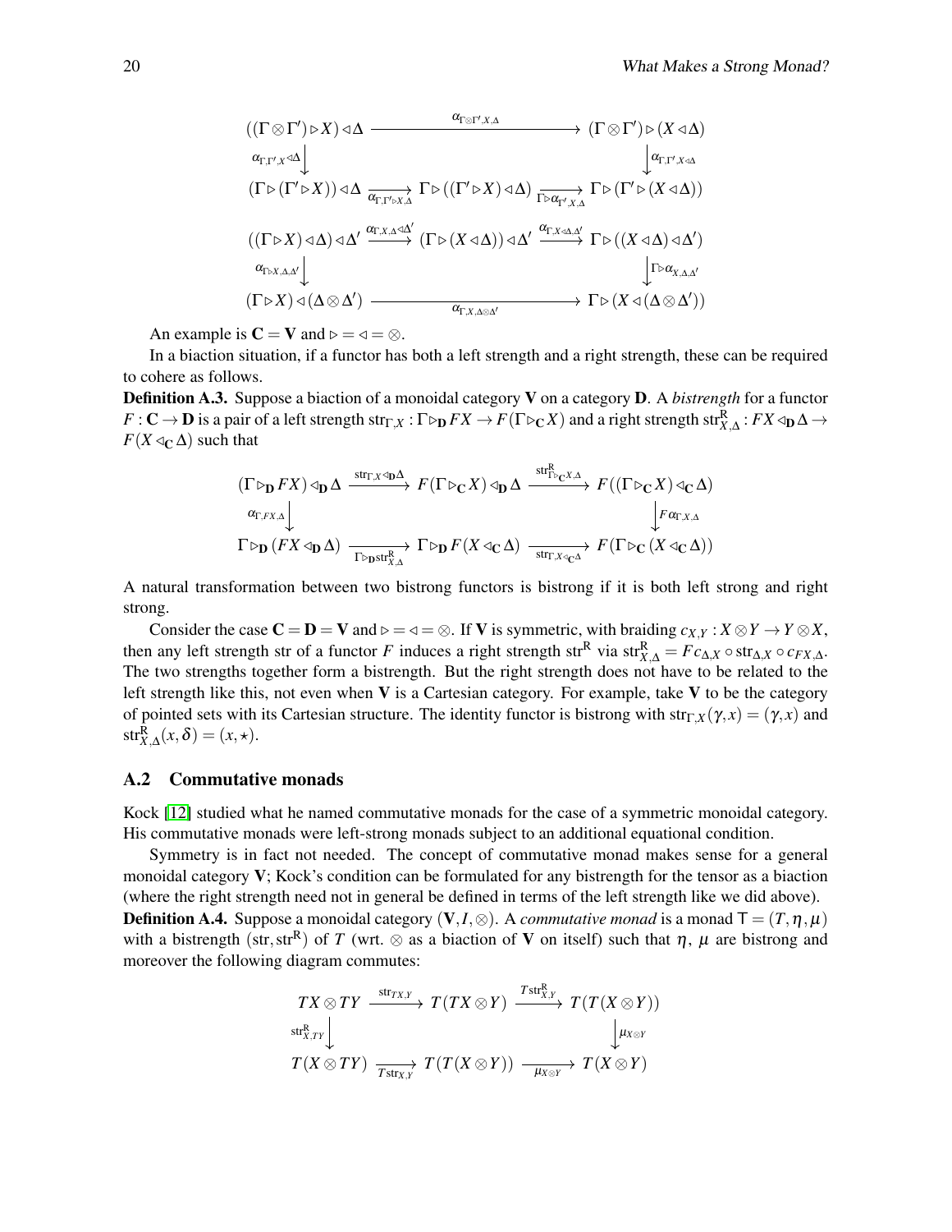$$
\begin{array}{ccc}
((\Gamma \otimes \Gamma') \rhd X) \lhd \Delta & \xrightarrow{\alpha_{\Gamma\otimes\Gamma',X,\Delta}} & (\Gamma \otimes \Gamma') \rhd (X \lhd \Delta) \\
\downarrow{\scriptstyle \alpha_{\Gamma,\Gamma',X} \lhd \Delta} & & \downarrow{\scriptstyle \alpha_{\Gamma,\Gamma',X\lhd\Delta}} \\
(\Gamma \rhd (\Gamma' \rhd X)) \lhd \Delta \xrightarrow[\alpha_{\Gamma,\Gamma'\rhd X,\Delta}]{} & \Gamma \rhd ((\Gamma' \rhd X) \lhd \Delta) & \xrightarrow[\Gamma \rhd \alpha_{\Gamma',X,\Delta}]{} \Gamma \rhd (\Gamma' \rhd (X \lhd \Delta))
\end{array}
$$

$$
\begin{array}{ccc}
((\Gamma \rhd X) \lhd \Delta) \lhd \Delta' \xrightarrow{\alpha_{\Gamma,X,\Delta} \lhd \Delta'} & (\Gamma \rhd (X \lhd \Delta)) \lhd \Delta' & \xrightarrow{\alpha_{\Gamma,X\lhd\Delta,\Delta'}} \Gamma \rhd ((X \lhd \Delta) \lhd \Delta') \\
\downarrow{\scriptstyle \alpha_{\Gamma\rhd X,\Delta,\Delta'}} & & \downarrow{\scriptstyle \Gamma \rhd \alpha_{X,\Delta,\Delta'}} \\
(\Gamma \rhd X) \lhd (\Delta \otimes \Delta') & \xrightarrow[\alpha_{\Gamma,X,\Delta\otimes\Delta'}]{} & \Gamma \rhd (X \lhd (\Delta \otimes \Delta'))
\end{array}
$$

An example is $\mathbf{C} = \mathbf{V}$ and $\rhd = \lhd = \otimes$.

In a biaction situation, if a functor has both a left strength and a right strength, these can be required to cohere as follows.

**Definition A.3.** Suppose a biaction of a monoidal category $\mathbf{V}$ on a category $\mathbf{D}$. A *bistrength* for a functor $F : \mathbf{C} \to \mathbf{D}$ is a pair of a left strength $\mathrm{str}_{\Gamma,X} : \Gamma \rhd_{\mathbf{D}} FX \to F(\Gamma \rhd_{\mathbf{C}} X)$ and a right strength $\mathrm{str}^{\mathrm{R}}_{X,\Delta} : FX \lhd_{\mathbf{D}} \Delta \to F(X \lhd_{\mathbf{C}} \Delta)$ such that

$$
\begin{array}{ccc}
(\Gamma \rhd_{\mathbf{D}} FX) \lhd_{\mathbf{D}} \Delta \xrightarrow{\mathrm{str}_{\Gamma,X} \lhd_{\mathbf{D}} \Delta} & F(\Gamma \rhd_{\mathbf{C}} X) \lhd_{\mathbf{D}} \Delta & \xrightarrow{\mathrm{str}^{\mathrm{R}}_{\Gamma\rhd_{\mathbf{C}} X,\Delta}} F((\Gamma \rhd_{\mathbf{C}} X) \lhd_{\mathbf{C}} \Delta) \\
\downarrow{\scriptstyle \alpha_{\Gamma,FX,\Delta}} & & \downarrow{\scriptstyle F\alpha_{\Gamma,X,\Delta}} \\
\Gamma \rhd_{\mathbf{D}} (FX \lhd_{\mathbf{D}} \Delta) \xrightarrow[\Gamma \rhd_{\mathbf{D}} \mathrm{str}^{\mathrm{R}}_{X,\Delta}]{} & \Gamma \rhd_{\mathbf{D}} F(X \lhd_{\mathbf{C}} \Delta) & \xrightarrow[\mathrm{str}_{\Gamma,X\lhd_{\mathbf{C}}\Delta}]{} F(\Gamma \rhd_{\mathbf{C}} (X \lhd_{\mathbf{C}} \Delta))
\end{array}
$$

A natural transformation between two bistrong functors is bistrong if it is both left strong and right strong.

Consider the case $\mathbf{C} = \mathbf{D} = \mathbf{V}$ and $\rhd = \lhd = \otimes$. If $\mathbf{V}$ is symmetric, with braiding $c_{X,Y} : X \otimes Y \to Y \otimes X$, then any left strength str of a functor $F$ induces a right strength $\mathrm{str}^{\mathrm{R}}$ via $\mathrm{str}^{\mathrm{R}}_{X,\Delta} = Fc_{\Delta,X} \circ \mathrm{str}_{\Delta,X} \circ c_{FX,\Delta}$. The two strengths together form a bistrength. But the right strength does not have to be related to the left strength like this, not even when $\mathbf{V}$ is a Cartesian category. For example, take $\mathbf{V}$ to be the category of pointed sets with its Cartesian structure. The identity functor is bistrong with $\mathrm{str}_{\Gamma,X}(\gamma, x) = (\gamma, x)$ and $\mathrm{str}^{\mathrm{R}}_{X,\Delta}(x, \delta) = (x, \star)$.

## A.2 Commutative monads

Kock [12] studied what he named commutative monads for the case of a symmetric monoidal category. His commutative monads were left-strong monads subject to an additional equational condition.

Symmetry is in fact not needed. The concept of commutative monad makes sense for a general monoidal category $\mathbf{V}$; Kock's condition can be formulated for any bistrength for the tensor as a biaction (where the right strength need not in general be defined in terms of the left strength like we did above).

**Definition A.4.** Suppose a monoidal category $(\mathbf{V}, I, \otimes)$. A *commutative monad* is a monad $\mathsf{T} = (T, \eta, \mu)$ with a bistrength $(\mathrm{str}, \mathrm{str}^{\mathrm{R}})$ of $T$ (wrt. $\otimes$ as a biaction of $\mathbf{V}$ on itself) such that $\eta$, $\mu$ are bistrong and moreover the following diagram commutes:

$$
\begin{array}{ccc}
TX \otimes TY \xrightarrow{\mathrm{str}_{TX,Y}} & T(TX \otimes Y) & \xrightarrow{T\mathrm{str}^{\mathrm{R}}_{X,Y}} T(T(X \otimes Y)) \\
\downarrow{\scriptstyle \mathrm{str}^{\mathrm{R}}_{X,TY}} & & \downarrow{\scriptstyle \mu_{X\otimes Y}} \\
T(X \otimes TY) \xrightarrow[T\mathrm{str}_{X,Y}]{} & T(T(X \otimes Y)) & \xrightarrow[\mu_{X\otimes Y}]{} T(X \otimes Y)
\end{array}
$$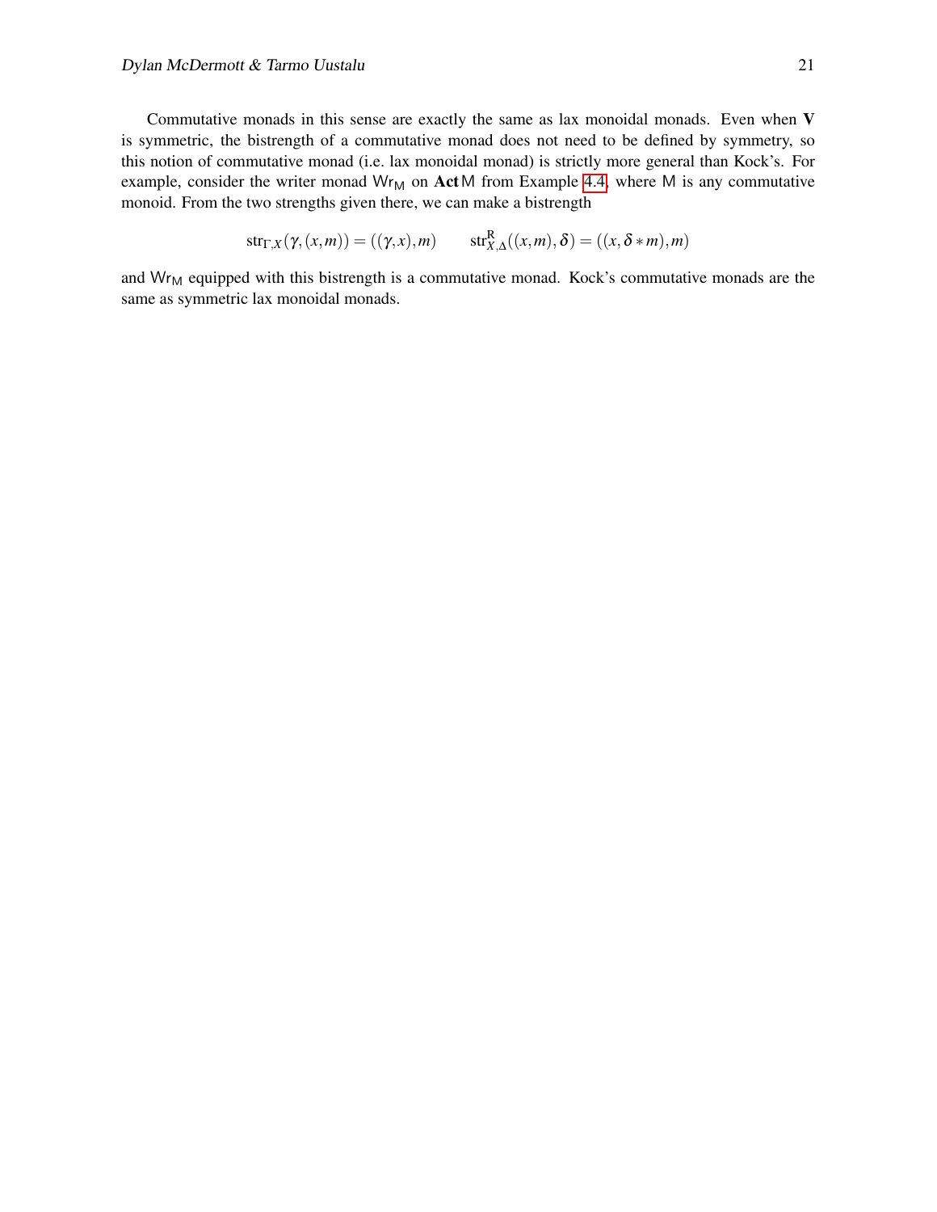Commutative monads in this sense are exactly the same as lax monoidal monads. Even when $\mathbf{V}$ is symmetric, the bistrength of a commutative monad does not need to be defined by symmetry, so this notion of commutative monad (i.e. lax monoidal monad) is strictly more general than Kock's. For example, consider the writer monad $\mathsf{Wr}_\mathsf{M}$ on $\mathbf{Act}\,\mathsf{M}$ from Example 4.4, where $\mathsf{M}$ is any commutative monoid. From the two strengths given there, we can make a bistrength

$$\mathrm{str}_{\Gamma,X}(\gamma,(x,m)) = ((\gamma,x),m) \qquad \mathrm{str}^{\mathrm{R}}_{X,\Delta}((x,m),\delta) = ((x,\delta * m),m)$$

and $\mathsf{Wr}_\mathsf{M}$ equipped with this bistrength is a commutative monad. Kock's commutative monads are the same as symmetric lax monoidal monads.